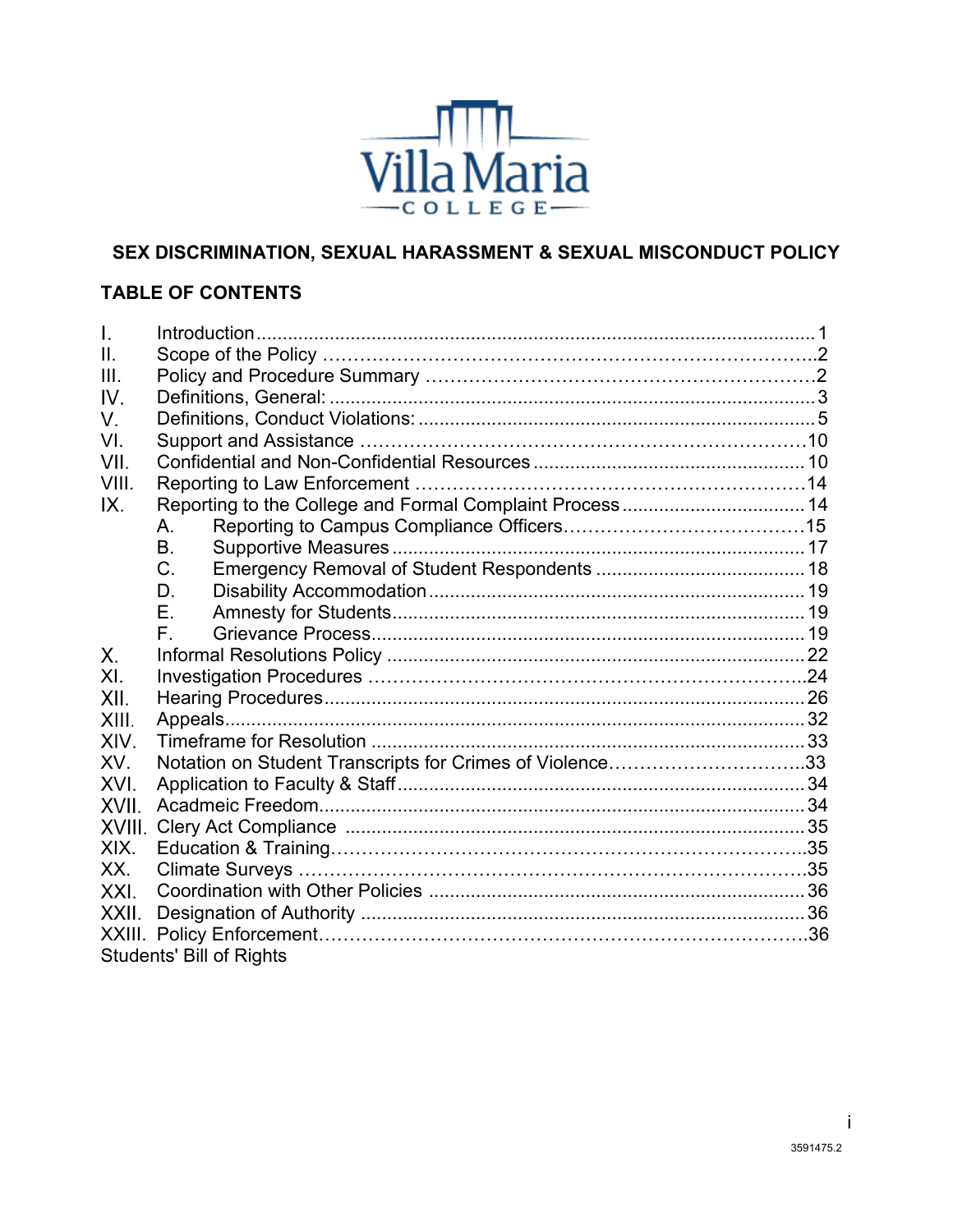Villa Maria

COLLEGE

# SEX DISCRIMINATION, SEXUAL HARASSMENT & SEXUAL MISCONDUCT POLICY

## TABLE OF CONTENTS

I. Introduction ... 1
II. Scope of the Policy ... 2
III. Policy and Procedure Summary ... 2
IV. Definitions, General: ... 3
V. Definitions, Conduct Violations: ... 5
VI. Support and Assistance ... 10
VII. Confidential and Non-Confidential Resources ... 10
VIII. Reporting to Law Enforcement ... 14
IX. Reporting to the College and Formal Complaint Process ... 14
- A. Reporting to Campus Compliance Officers ... 15
- B. Supportive Measures ... 17
- C. Emergency Removal of Student Respondents ... 18
- D. Disability Accommodation ... 19
- E. Amnesty for Students ... 19
- F. Grievance Process ... 19

X. Informal Resolutions Policy ... 22
XI. Investigation Procedures ... 24
XII. Hearing Procedures ... 26
XIII. Appeals ... 32
XIV. Timeframe for Resolution ... 33
XV. Notation on Student Transcripts for Crimes of Violence ... 33
XVI. Application to Faculty & Staff ... 34
XVII. Acadmeic Freedom ... 34
XVIII. Clery Act Compliance ... 35
XIX. Education & Training ... 35
XX. Climate Surveys ... 35
XXI. Coordination with Other Policies ... 36
XXII. Designation of Authority ... 36
XXIII. Policy Enforcement ... 36
Students' Bill of Rights

3591475.2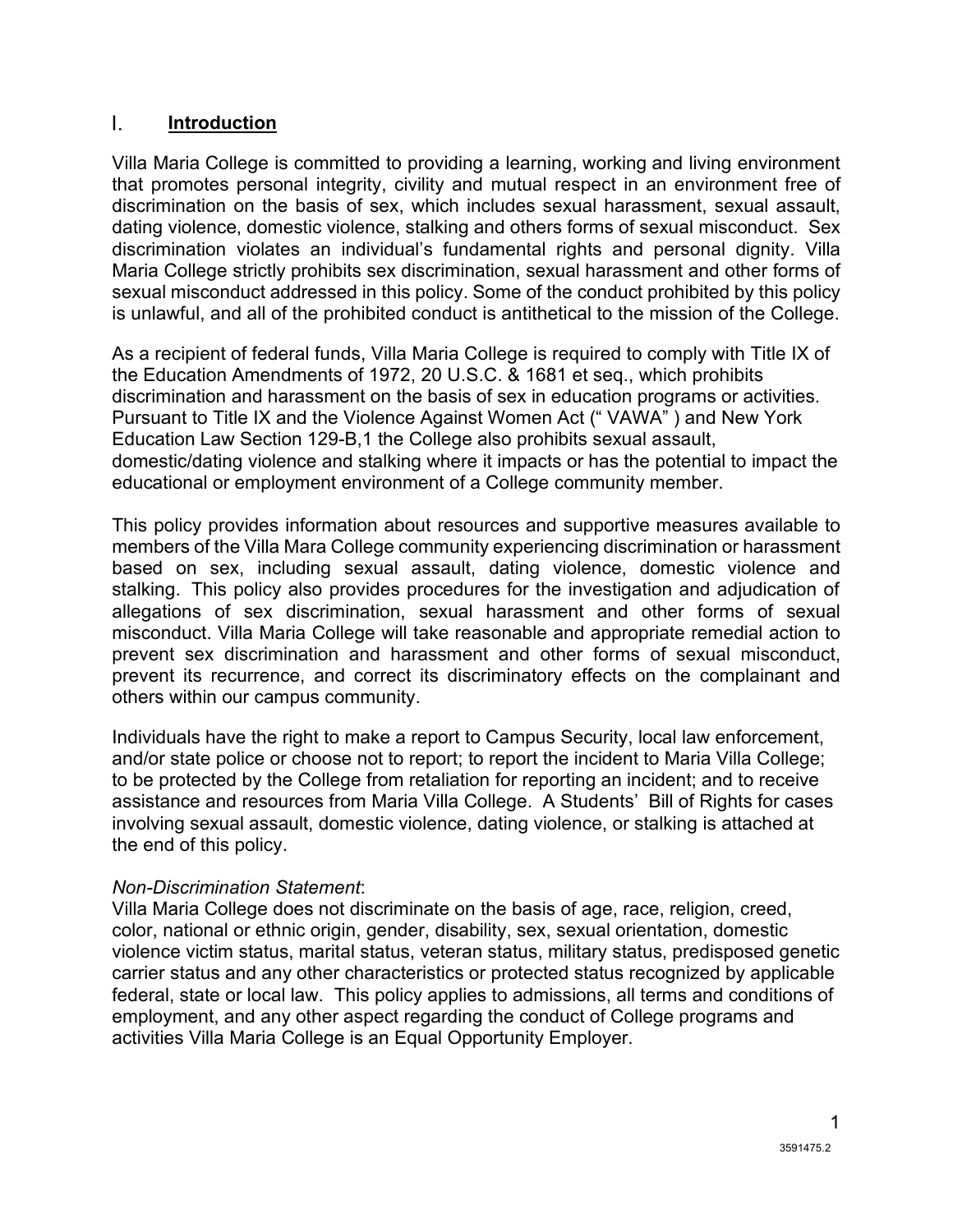## I. Introduction

Villa Maria College is committed to providing a learning, working and living environment that promotes personal integrity, civility and mutual respect in an environment free of discrimination on the basis of sex, which includes sexual harassment, sexual assault, dating violence, domestic violence, stalking and others forms of sexual misconduct. Sex discrimination violates an individual's fundamental rights and personal dignity. Villa Maria College strictly prohibits sex discrimination, sexual harassment and other forms of sexual misconduct addressed in this policy. Some of the conduct prohibited by this policy is unlawful, and all of the prohibited conduct is antithetical to the mission of the College.

As a recipient of federal funds, Villa Maria College is required to comply with Title IX of the Education Amendments of 1972, 20 U.S.C. & 1681 et seq., which prohibits discrimination and harassment on the basis of sex in education programs or activities. Pursuant to Title IX and the Violence Against Women Act (" VAWA" ) and New York Education Law Section 129-B,1 the College also prohibits sexual assault, domestic/dating violence and stalking where it impacts or has the potential to impact the educational or employment environment of a College community member.

This policy provides information about resources and supportive measures available to members of the Villa Mara College community experiencing discrimination or harassment based on sex, including sexual assault, dating violence, domestic violence and stalking. This policy also provides procedures for the investigation and adjudication of allegations of sex discrimination, sexual harassment and other forms of sexual misconduct. Villa Maria College will take reasonable and appropriate remedial action to prevent sex discrimination and harassment and other forms of sexual misconduct, prevent its recurrence, and correct its discriminatory effects on the complainant and others within our campus community.

Individuals have the right to make a report to Campus Security, local law enforcement, and/or state police or choose not to report; to report the incident to Maria Villa College; to be protected by the College from retaliation for reporting an incident; and to receive assistance and resources from Maria Villa College. A Students' Bill of Rights for cases involving sexual assault, domestic violence, dating violence, or stalking is attached at the end of this policy.

*Non-Discrimination Statement*:
Villa Maria College does not discriminate on the basis of age, race, religion, creed, color, national or ethnic origin, gender, disability, sex, sexual orientation, domestic violence victim status, marital status, veteran status, military status, predisposed genetic carrier status and any other characteristics or protected status recognized by applicable federal, state or local law. This policy applies to admissions, all terms and conditions of employment, and any other aspect regarding the conduct of College programs and activities Villa Maria College is an Equal Opportunity Employer.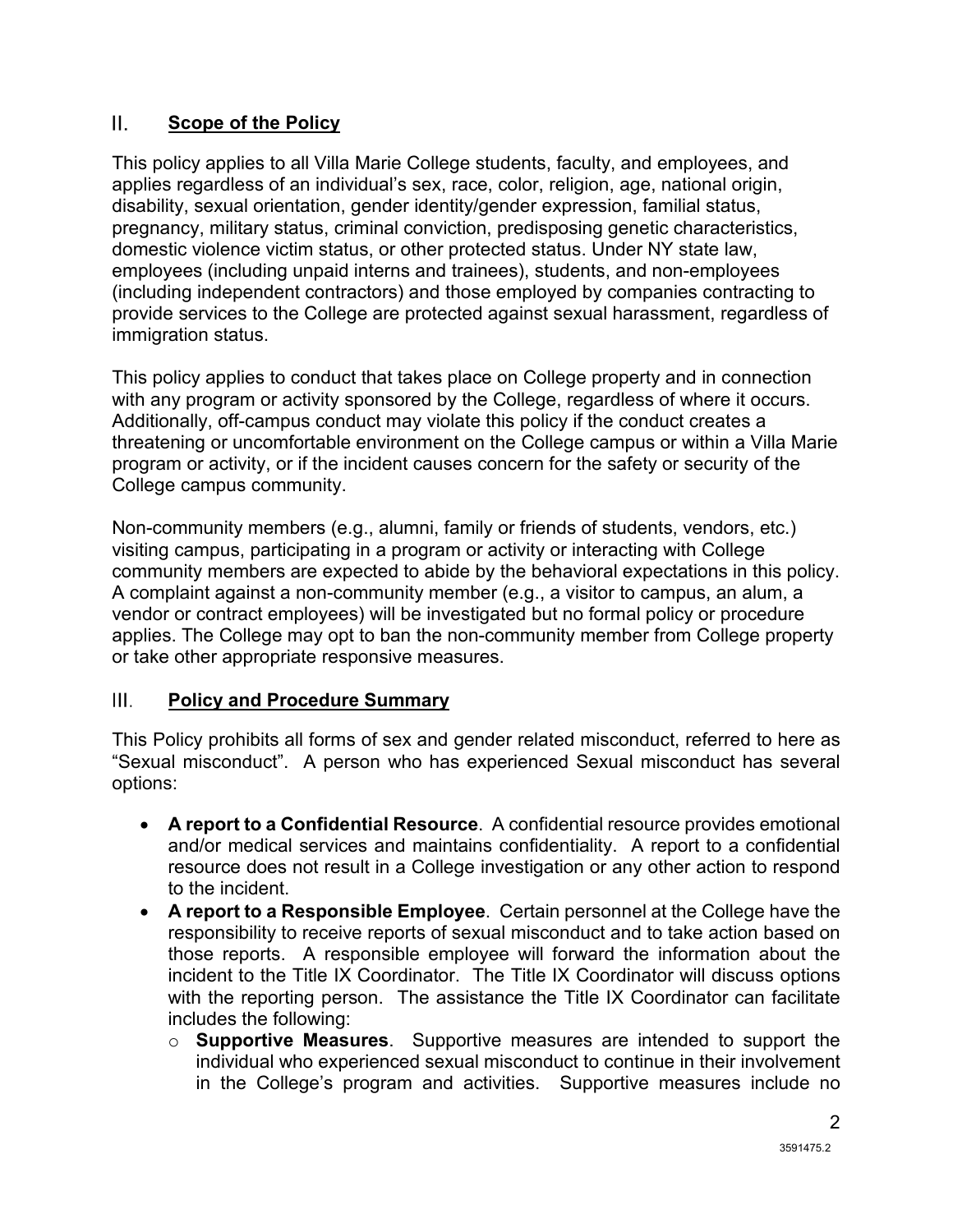## II. Scope of the Policy

This policy applies to all Villa Marie College students, faculty, and employees, and applies regardless of an individual's sex, race, color, religion, age, national origin, disability, sexual orientation, gender identity/gender expression, familial status, pregnancy, military status, criminal conviction, predisposing genetic characteristics, domestic violence victim status, or other protected status. Under NY state law, employees (including unpaid interns and trainees), students, and non-employees (including independent contractors) and those employed by companies contracting to provide services to the College are protected against sexual harassment, regardless of immigration status.

This policy applies to conduct that takes place on College property and in connection with any program or activity sponsored by the College, regardless of where it occurs. Additionally, off-campus conduct may violate this policy if the conduct creates a threatening or uncomfortable environment on the College campus or within a Villa Marie program or activity, or if the incident causes concern for the safety or security of the College campus community.

Non-community members (e.g., alumni, family or friends of students, vendors, etc.) visiting campus, participating in a program or activity or interacting with College community members are expected to abide by the behavioral expectations in this policy. A complaint against a non-community member (e.g., a visitor to campus, an alum, a vendor or contract employees) will be investigated but no formal policy or procedure applies. The College may opt to ban the non-community member from College property or take other appropriate responsive measures.

## III. Policy and Procedure Summary

This Policy prohibits all forms of sex and gender related misconduct, referred to here as "Sexual misconduct". A person who has experienced Sexual misconduct has several options:

- **A report to a Confidential Resource**. A confidential resource provides emotional and/or medical services and maintains confidentiality. A report to a confidential resource does not result in a College investigation or any other action to respond to the incident.
- **A report to a Responsible Employee**. Certain personnel at the College have the responsibility to receive reports of sexual misconduct and to take action based on those reports. A responsible employee will forward the information about the incident to the Title IX Coordinator. The Title IX Coordinator will discuss options with the reporting person. The assistance the Title IX Coordinator can facilitate includes the following:
  - **Supportive Measures**. Supportive measures are intended to support the individual who experienced sexual misconduct to continue in their involvement in the College's program and activities. Supportive measures include no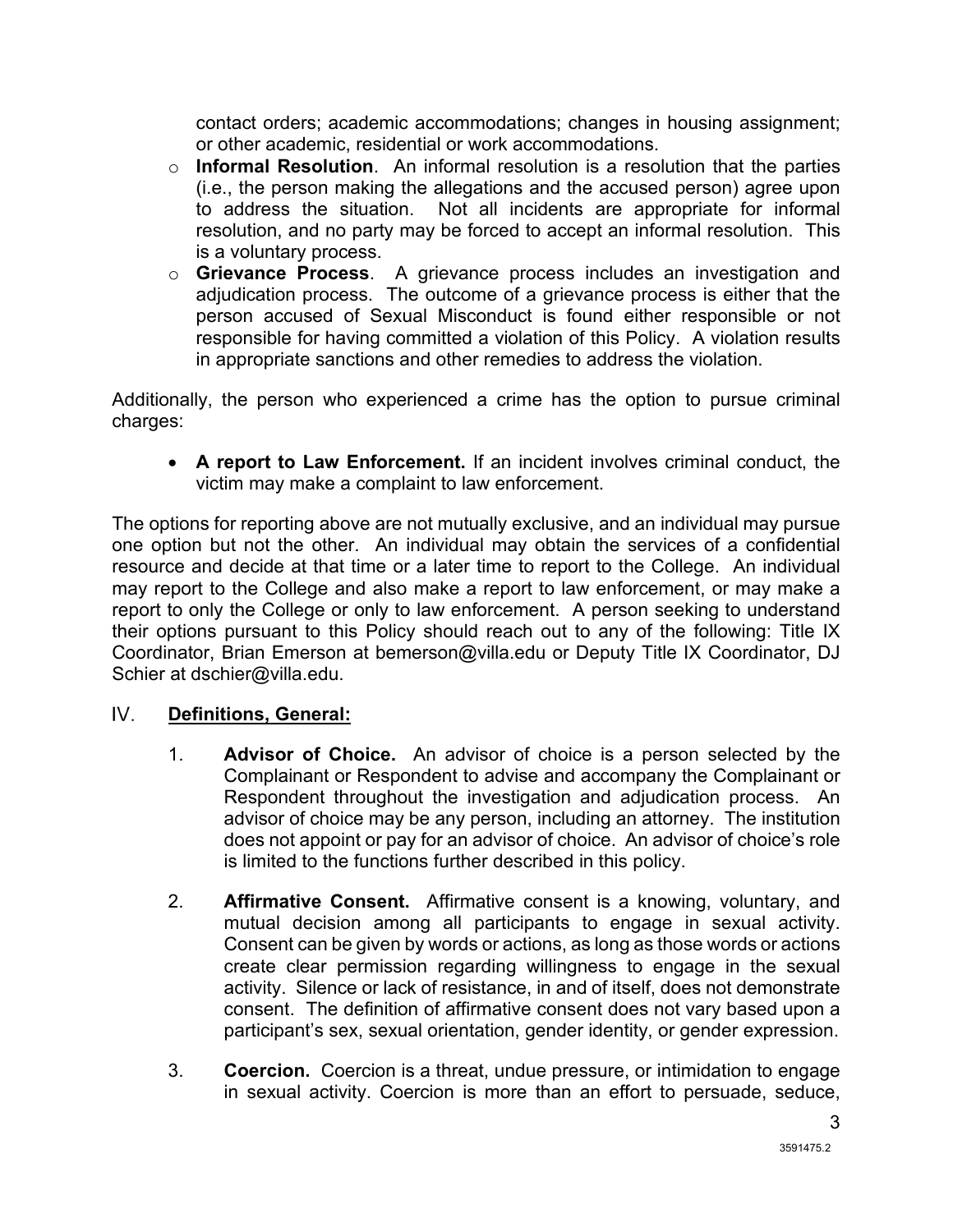contact orders; academic accommodations; changes in housing assignment; or other academic, residential or work accommodations.

- **Informal Resolution**. An informal resolution is a resolution that the parties (i.e., the person making the allegations and the accused person) agree upon to address the situation. Not all incidents are appropriate for informal resolution, and no party may be forced to accept an informal resolution. This is a voluntary process.
- **Grievance Process**. A grievance process includes an investigation and adjudication process. The outcome of a grievance process is either that the person accused of Sexual Misconduct is found either responsible or not responsible for having committed a violation of this Policy. A violation results in appropriate sanctions and other remedies to address the violation.

Additionally, the person who experienced a crime has the option to pursue criminal charges:

- **A report to Law Enforcement.** If an incident involves criminal conduct, the victim may make a complaint to law enforcement.

The options for reporting above are not mutually exclusive, and an individual may pursue one option but not the other. An individual may obtain the services of a confidential resource and decide at that time or a later time to report to the College. An individual may report to the College and also make a report to law enforcement, or may make a report to only the College or only to law enforcement. A person seeking to understand their options pursuant to this Policy should reach out to any of the following: Title IX Coordinator, Brian Emerson at bemerson@villa.edu or Deputy Title IX Coordinator, DJ Schier at dschier@villa.edu.

## IV. Definitions, General:

1. **Advisor of Choice.** An advisor of choice is a person selected by the Complainant or Respondent to advise and accompany the Complainant or Respondent throughout the investigation and adjudication process. An advisor of choice may be any person, including an attorney. The institution does not appoint or pay for an advisor of choice. An advisor of choice's role is limited to the functions further described in this policy.

2. **Affirmative Consent.** Affirmative consent is a knowing, voluntary, and mutual decision among all participants to engage in sexual activity. Consent can be given by words or actions, as long as those words or actions create clear permission regarding willingness to engage in the sexual activity. Silence or lack of resistance, in and of itself, does not demonstrate consent. The definition of affirmative consent does not vary based upon a participant's sex, sexual orientation, gender identity, or gender expression.

3. **Coercion.** Coercion is a threat, undue pressure, or intimidation to engage in sexual activity. Coercion is more than an effort to persuade, seduce,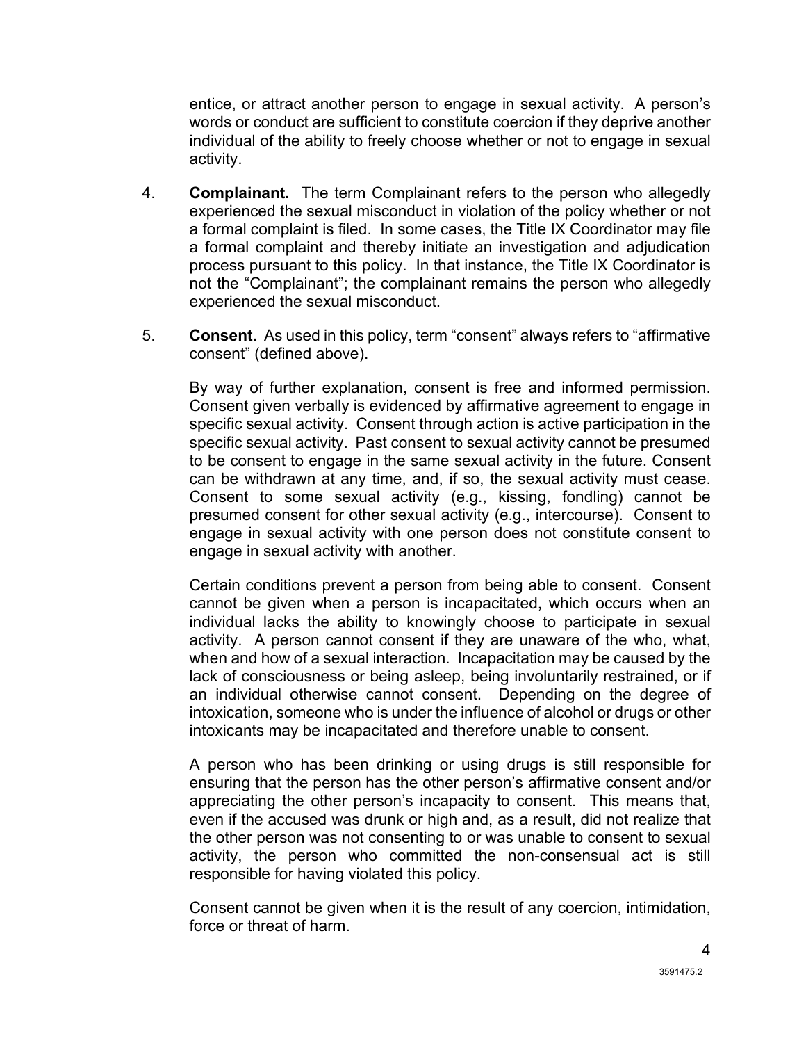entice, or attract another person to engage in sexual activity. A person's words or conduct are sufficient to constitute coercion if they deprive another individual of the ability to freely choose whether or not to engage in sexual activity.

4. **Complainant.** The term Complainant refers to the person who allegedly experienced the sexual misconduct in violation of the policy whether or not a formal complaint is filed. In some cases, the Title IX Coordinator may file a formal complaint and thereby initiate an investigation and adjudication process pursuant to this policy. In that instance, the Title IX Coordinator is not the "Complainant"; the complainant remains the person who allegedly experienced the sexual misconduct.

5. **Consent.** As used in this policy, term "consent" always refers to "affirmative consent" (defined above).

   By way of further explanation, consent is free and informed permission. Consent given verbally is evidenced by affirmative agreement to engage in specific sexual activity. Consent through action is active participation in the specific sexual activity. Past consent to sexual activity cannot be presumed to be consent to engage in the same sexual activity in the future. Consent can be withdrawn at any time, and, if so, the sexual activity must cease. Consent to some sexual activity (e.g., kissing, fondling) cannot be presumed consent for other sexual activity (e.g., intercourse). Consent to engage in sexual activity with one person does not constitute consent to engage in sexual activity with another.

   Certain conditions prevent a person from being able to consent. Consent cannot be given when a person is incapacitated, which occurs when an individual lacks the ability to knowingly choose to participate in sexual activity. A person cannot consent if they are unaware of the who, what, when and how of a sexual interaction. Incapacitation may be caused by the lack of consciousness or being asleep, being involuntarily restrained, or if an individual otherwise cannot consent. Depending on the degree of intoxication, someone who is under the influence of alcohol or drugs or other intoxicants may be incapacitated and therefore unable to consent.

   A person who has been drinking or using drugs is still responsible for ensuring that the person has the other person's affirmative consent and/or appreciating the other person's incapacity to consent. This means that, even if the accused was drunk or high and, as a result, did not realize that the other person was not consenting to or was unable to consent to sexual activity, the person who committed the non-consensual act is still responsible for having violated this policy.

   Consent cannot be given when it is the result of any coercion, intimidation, force or threat of harm.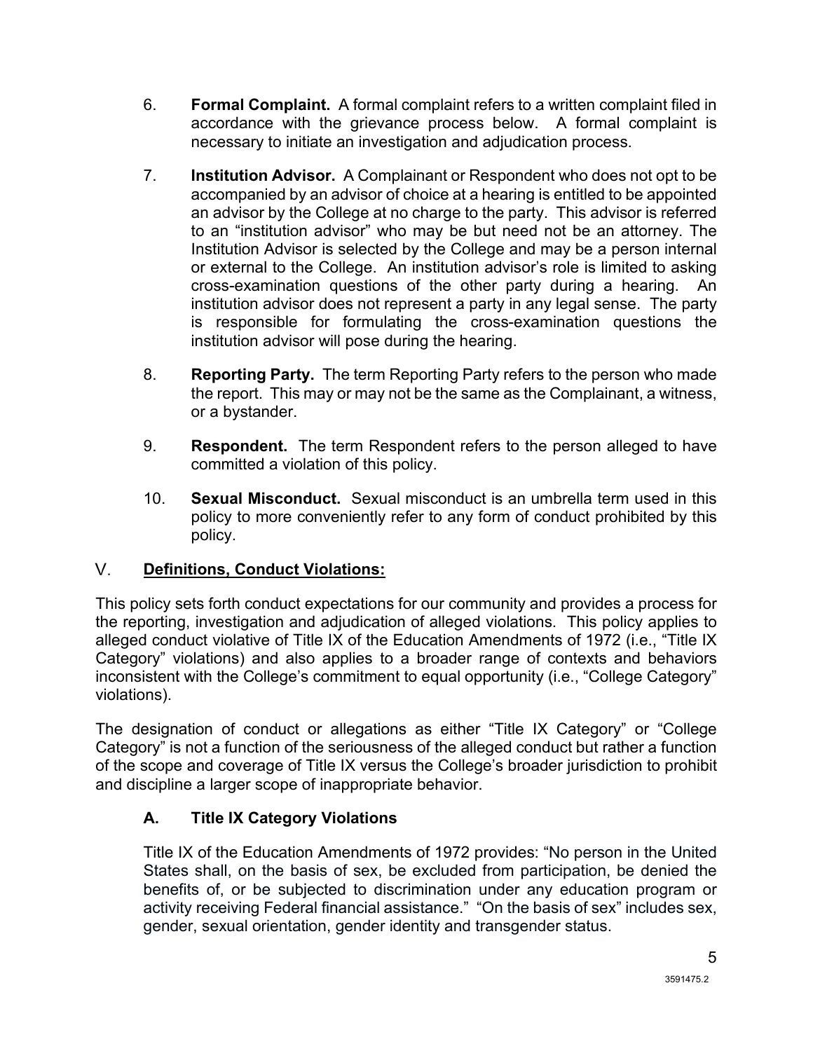6. **Formal Complaint.** A formal complaint refers to a written complaint filed in accordance with the grievance process below. A formal complaint is necessary to initiate an investigation and adjudication process.

7. **Institution Advisor.** A Complainant or Respondent who does not opt to be accompanied by an advisor of choice at a hearing is entitled to be appointed an advisor by the College at no charge to the party. This advisor is referred to an "institution advisor" who may be but need not be an attorney. The Institution Advisor is selected by the College and may be a person internal or external to the College. An institution advisor's role is limited to asking cross-examination questions of the other party during a hearing. An institution advisor does not represent a party in any legal sense. The party is responsible for formulating the cross-examination questions the institution advisor will pose during the hearing.

8. **Reporting Party.** The term Reporting Party refers to the person who made the report. This may or may not be the same as the Complainant, a witness, or a bystander.

9. **Respondent.** The term Respondent refers to the person alleged to have committed a violation of this policy.

10. **Sexual Misconduct.** Sexual misconduct is an umbrella term used in this policy to more conveniently refer to any form of conduct prohibited by this policy.

## V. Definitions, Conduct Violations:

This policy sets forth conduct expectations for our community and provides a process for the reporting, investigation and adjudication of alleged violations. This policy applies to alleged conduct violative of Title IX of the Education Amendments of 1972 (i.e., "Title IX Category" violations) and also applies to a broader range of contexts and behaviors inconsistent with the College's commitment to equal opportunity (i.e., "College Category" violations).

The designation of conduct or allegations as either "Title IX Category" or "College Category" is not a function of the seriousness of the alleged conduct but rather a function of the scope and coverage of Title IX versus the College's broader jurisdiction to prohibit and discipline a larger scope of inappropriate behavior.

### A. Title IX Category Violations

Title IX of the Education Amendments of 1972 provides: "No person in the United States shall, on the basis of sex, be excluded from participation, be denied the benefits of, or be subjected to discrimination under any education program or activity receiving Federal financial assistance." "On the basis of sex" includes sex, gender, sexual orientation, gender identity and transgender status.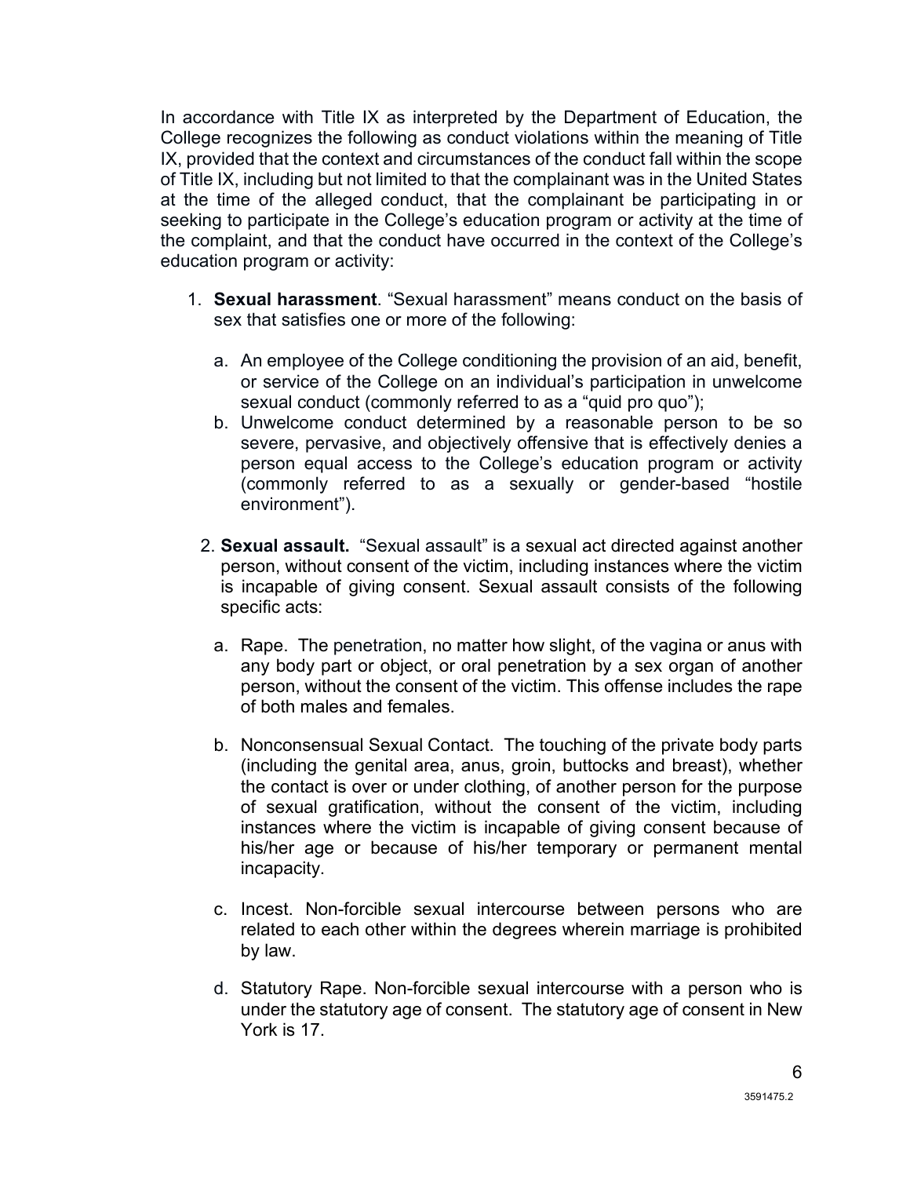In accordance with Title IX as interpreted by the Department of Education, the College recognizes the following as conduct violations within the meaning of Title IX, provided that the context and circumstances of the conduct fall within the scope of Title IX, including but not limited to that the complainant was in the United States at the time of the alleged conduct, that the complainant be participating in or seeking to participate in the College's education program or activity at the time of the complaint, and that the conduct have occurred in the context of the College's education program or activity:

1. **Sexual harassment**. "Sexual harassment" means conduct on the basis of sex that satisfies one or more of the following:

   a. An employee of the College conditioning the provision of an aid, benefit, or service of the College on an individual's participation in unwelcome sexual conduct (commonly referred to as a "quid pro quo");
   
   b. Unwelcome conduct determined by a reasonable person to be so severe, pervasive, and objectively offensive that is effectively denies a person equal access to the College's education program or activity (commonly referred to as a sexually or gender-based "hostile environment").

2. **Sexual assault.** "Sexual assault" is a sexual act directed against another person, without consent of the victim, including instances where the victim is incapable of giving consent. Sexual assault consists of the following specific acts:

   a. Rape. The penetration, no matter how slight, of the vagina or anus with any body part or object, or oral penetration by a sex organ of another person, without the consent of the victim. This offense includes the rape of both males and females.

   b. Nonconsensual Sexual Contact. The touching of the private body parts (including the genital area, anus, groin, buttocks and breast), whether the contact is over or under clothing, of another person for the purpose of sexual gratification, without the consent of the victim, including instances where the victim is incapable of giving consent because of his/her age or because of his/her temporary or permanent mental incapacity.

   c. Incest. Non-forcible sexual intercourse between persons who are related to each other within the degrees wherein marriage is prohibited by law.

   d. Statutory Rape. Non-forcible sexual intercourse with a person who is under the statutory age of consent. The statutory age of consent in New York is 17.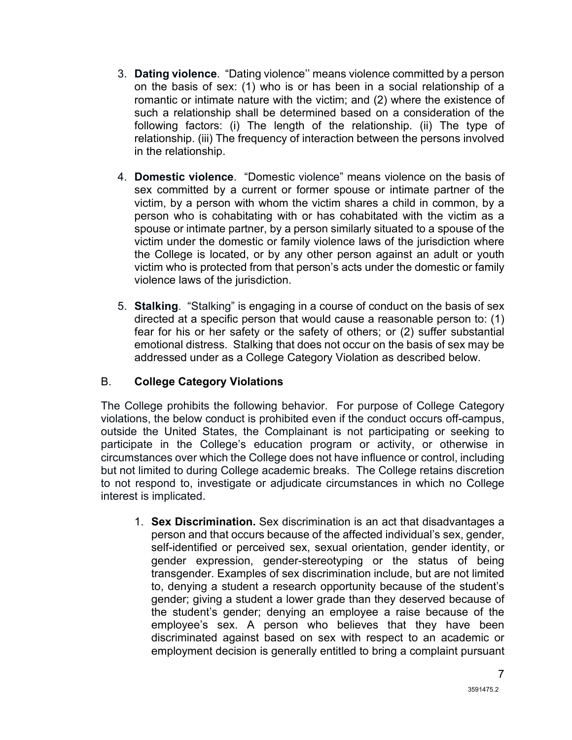3. **Dating violence**. "Dating violence'' means violence committed by a person on the basis of sex: (1) who is or has been in a social relationship of a romantic or intimate nature with the victim; and (2) where the existence of such a relationship shall be determined based on a consideration of the following factors: (i) The length of the relationship. (ii) The type of relationship. (iii) The frequency of interaction between the persons involved in the relationship.

4. **Domestic violence**. "Domestic violence" means violence on the basis of sex committed by a current or former spouse or intimate partner of the victim, by a person with whom the victim shares a child in common, by a person who is cohabitating with or has cohabitated with the victim as a spouse or intimate partner, by a person similarly situated to a spouse of the victim under the domestic or family violence laws of the jurisdiction where the College is located, or by any other person against an adult or youth victim who is protected from that person's acts under the domestic or family violence laws of the jurisdiction.

5. **Stalking**. "Stalking" is engaging in a course of conduct on the basis of sex directed at a specific person that would cause a reasonable person to: (1) fear for his or her safety or the safety of others; or (2) suffer substantial emotional distress. Stalking that does not occur on the basis of sex may be addressed under as a College Category Violation as described below.

### B. College Category Violations

The College prohibits the following behavior. For purpose of College Category violations, the below conduct is prohibited even if the conduct occurs off-campus, outside the United States, the Complainant is not participating or seeking to participate in the College's education program or activity, or otherwise in circumstances over which the College does not have influence or control, including but not limited to during College academic breaks. The College retains discretion to not respond to, investigate or adjudicate circumstances in which no College interest is implicated.

1. **Sex Discrimination.** Sex discrimination is an act that disadvantages a person and that occurs because of the affected individual's sex, gender, self-identified or perceived sex, sexual orientation, gender identity, or gender expression, gender-stereotyping or the status of being transgender. Examples of sex discrimination include, but are not limited to, denying a student a research opportunity because of the student's gender; giving a student a lower grade than they deserved because of the student's gender; denying an employee a raise because of the employee's sex. A person who believes that they have been discriminated against based on sex with respect to an academic or employment decision is generally entitled to bring a complaint pursuant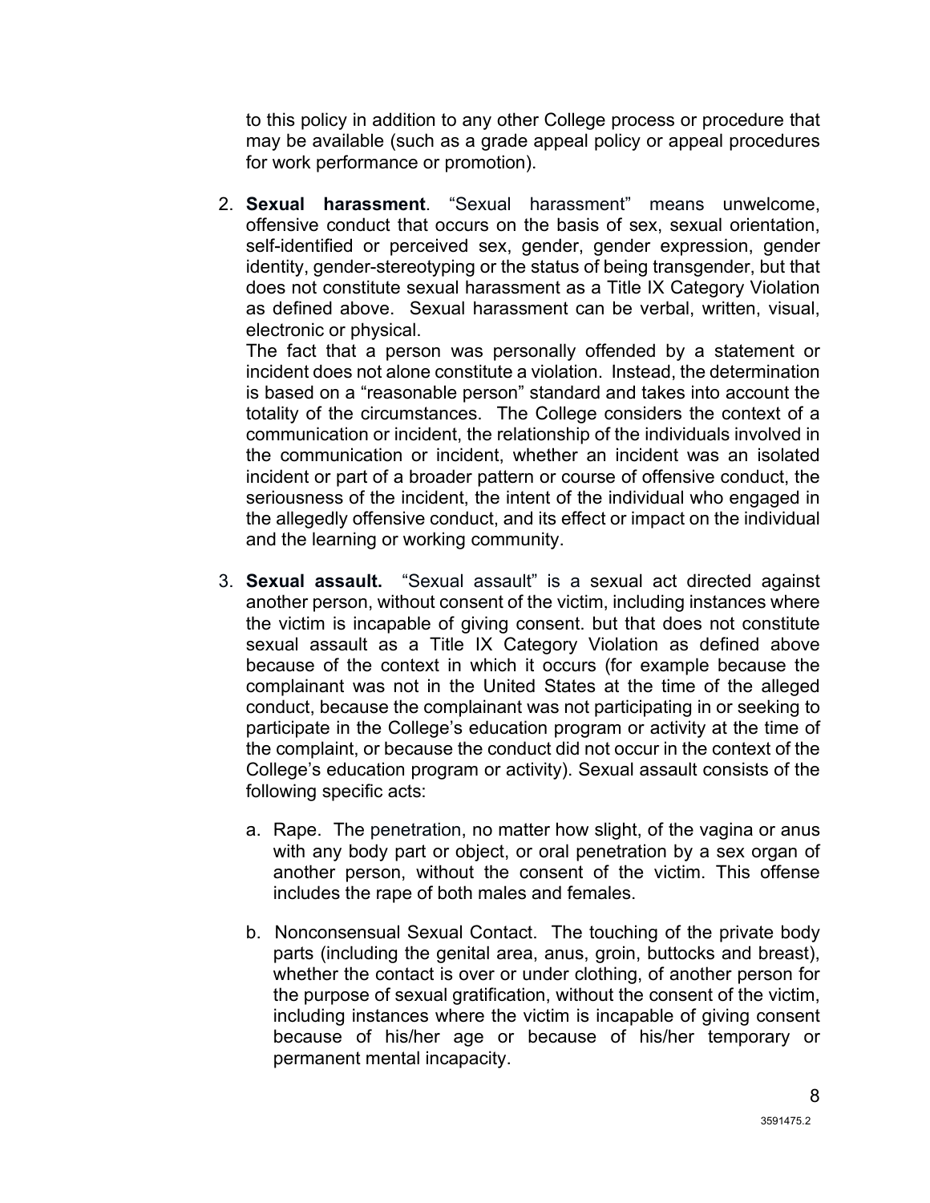to this policy in addition to any other College process or procedure that may be available (such as a grade appeal policy or appeal procedures for work performance or promotion).

2. **Sexual harassment**. "Sexual harassment" means unwelcome, offensive conduct that occurs on the basis of sex, sexual orientation, self-identified or perceived sex, gender, gender expression, gender identity, gender-stereotyping or the status of being transgender, but that does not constitute sexual harassment as a Title IX Category Violation as defined above. Sexual harassment can be verbal, written, visual, electronic or physical.

   The fact that a person was personally offended by a statement or incident does not alone constitute a violation. Instead, the determination is based on a "reasonable person" standard and takes into account the totality of the circumstances. The College considers the context of a communication or incident, the relationship of the individuals involved in the communication or incident, whether an incident was an isolated incident or part of a broader pattern or course of offensive conduct, the seriousness of the incident, the intent of the individual who engaged in the allegedly offensive conduct, and its effect or impact on the individual and the learning or working community.

3. **Sexual assault.** "Sexual assault" is a sexual act directed against another person, without consent of the victim, including instances where the victim is incapable of giving consent. but that does not constitute sexual assault as a Title IX Category Violation as defined above because of the context in which it occurs (for example because the complainant was not in the United States at the time of the alleged conduct, because the complainant was not participating in or seeking to participate in the College's education program or activity at the time of the complaint, or because the conduct did not occur in the context of the College's education program or activity). Sexual assault consists of the following specific acts:

   a. Rape. The penetration, no matter how slight, of the vagina or anus with any body part or object, or oral penetration by a sex organ of another person, without the consent of the victim. This offense includes the rape of both males and females.

   b. Nonconsensual Sexual Contact. The touching of the private body parts (including the genital area, anus, groin, buttocks and breast), whether the contact is over or under clothing, of another person for the purpose of sexual gratification, without the consent of the victim, including instances where the victim is incapable of giving consent because of his/her age or because of his/her temporary or permanent mental incapacity.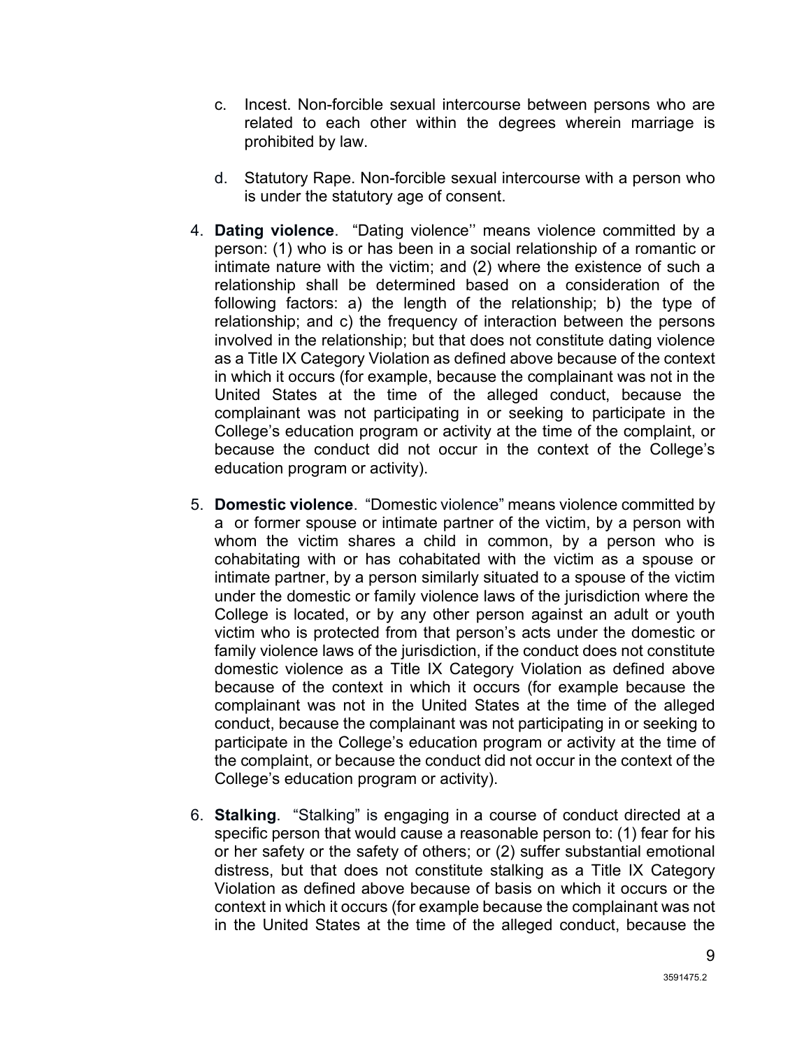c. Incest. Non-forcible sexual intercourse between persons who are related to each other within the degrees wherein marriage is prohibited by law.

d. Statutory Rape. Non-forcible sexual intercourse with a person who is under the statutory age of consent.

4. **Dating violence**. "Dating violence'' means violence committed by a person: (1) who is or has been in a social relationship of a romantic or intimate nature with the victim; and (2) where the existence of such a relationship shall be determined based on a consideration of the following factors: a) the length of the relationship; b) the type of relationship; and c) the frequency of interaction between the persons involved in the relationship; but that does not constitute dating violence as a Title IX Category Violation as defined above because of the context in which it occurs (for example, because the complainant was not in the United States at the time of the alleged conduct, because the complainant was not participating in or seeking to participate in the College's education program or activity at the time of the complaint, or because the conduct did not occur in the context of the College's education program or activity).

5. **Domestic violence**. "Domestic violence" means violence committed by a or former spouse or intimate partner of the victim, by a person with whom the victim shares a child in common, by a person who is cohabitating with or has cohabitated with the victim as a spouse or intimate partner, by a person similarly situated to a spouse of the victim under the domestic or family violence laws of the jurisdiction where the College is located, or by any other person against an adult or youth victim who is protected from that person's acts under the domestic or family violence laws of the jurisdiction, if the conduct does not constitute domestic violence as a Title IX Category Violation as defined above because of the context in which it occurs (for example because the complainant was not in the United States at the time of the alleged conduct, because the complainant was not participating in or seeking to participate in the College's education program or activity at the time of the complaint, or because the conduct did not occur in the context of the College's education program or activity).

6. **Stalking**. "Stalking" is engaging in a course of conduct directed at a specific person that would cause a reasonable person to: (1) fear for his or her safety or the safety of others; or (2) suffer substantial emotional distress, but that does not constitute stalking as a Title IX Category Violation as defined above because of basis on which it occurs or the context in which it occurs (for example because the complainant was not in the United States at the time of the alleged conduct, because the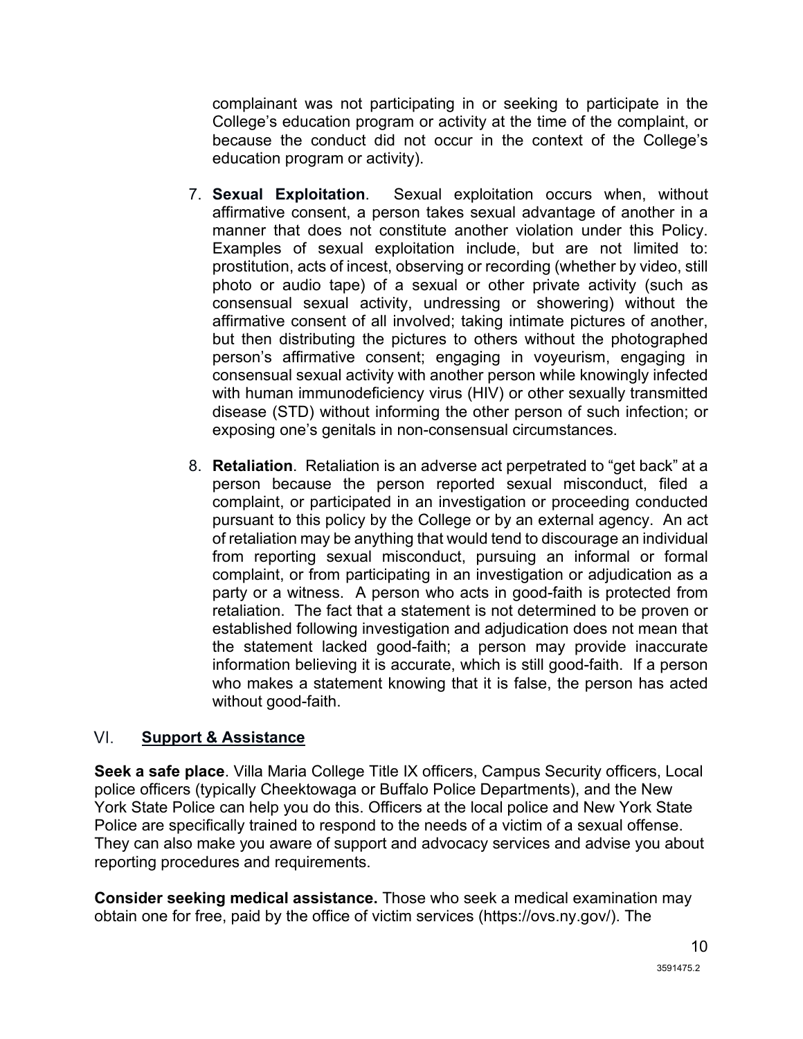complainant was not participating in or seeking to participate in the College's education program or activity at the time of the complaint, or because the conduct did not occur in the context of the College's education program or activity).

7. **Sexual Exploitation**. Sexual exploitation occurs when, without affirmative consent, a person takes sexual advantage of another in a manner that does not constitute another violation under this Policy. Examples of sexual exploitation include, but are not limited to: prostitution, acts of incest, observing or recording (whether by video, still photo or audio tape) of a sexual or other private activity (such as consensual sexual activity, undressing or showering) without the affirmative consent of all involved; taking intimate pictures of another, but then distributing the pictures to others without the photographed person's affirmative consent; engaging in voyeurism, engaging in consensual sexual activity with another person while knowingly infected with human immunodeficiency virus (HIV) or other sexually transmitted disease (STD) without informing the other person of such infection; or exposing one's genitals in non-consensual circumstances.

8. **Retaliation**. Retaliation is an adverse act perpetrated to "get back" at a person because the person reported sexual misconduct, filed a complaint, or participated in an investigation or proceeding conducted pursuant to this policy by the College or by an external agency. An act of retaliation may be anything that would tend to discourage an individual from reporting sexual misconduct, pursuing an informal or formal complaint, or from participating in an investigation or adjudication as a party or a witness. A person who acts in good-faith is protected from retaliation. The fact that a statement is not determined to be proven or established following investigation and adjudication does not mean that the statement lacked good-faith; a person may provide inaccurate information believing it is accurate, which is still good-faith. If a person who makes a statement knowing that it is false, the person has acted without good-faith.

## VI. Support & Assistance

**Seek a safe place**. Villa Maria College Title IX officers, Campus Security officers, Local police officers (typically Cheektowaga or Buffalo Police Departments), and the New York State Police can help you do this. Officers at the local police and New York State Police are specifically trained to respond to the needs of a victim of a sexual offense. They can also make you aware of support and advocacy services and advise you about reporting procedures and requirements.

**Consider seeking medical assistance.** Those who seek a medical examination may obtain one for free, paid by the office of victim services (https://ovs.ny.gov/). The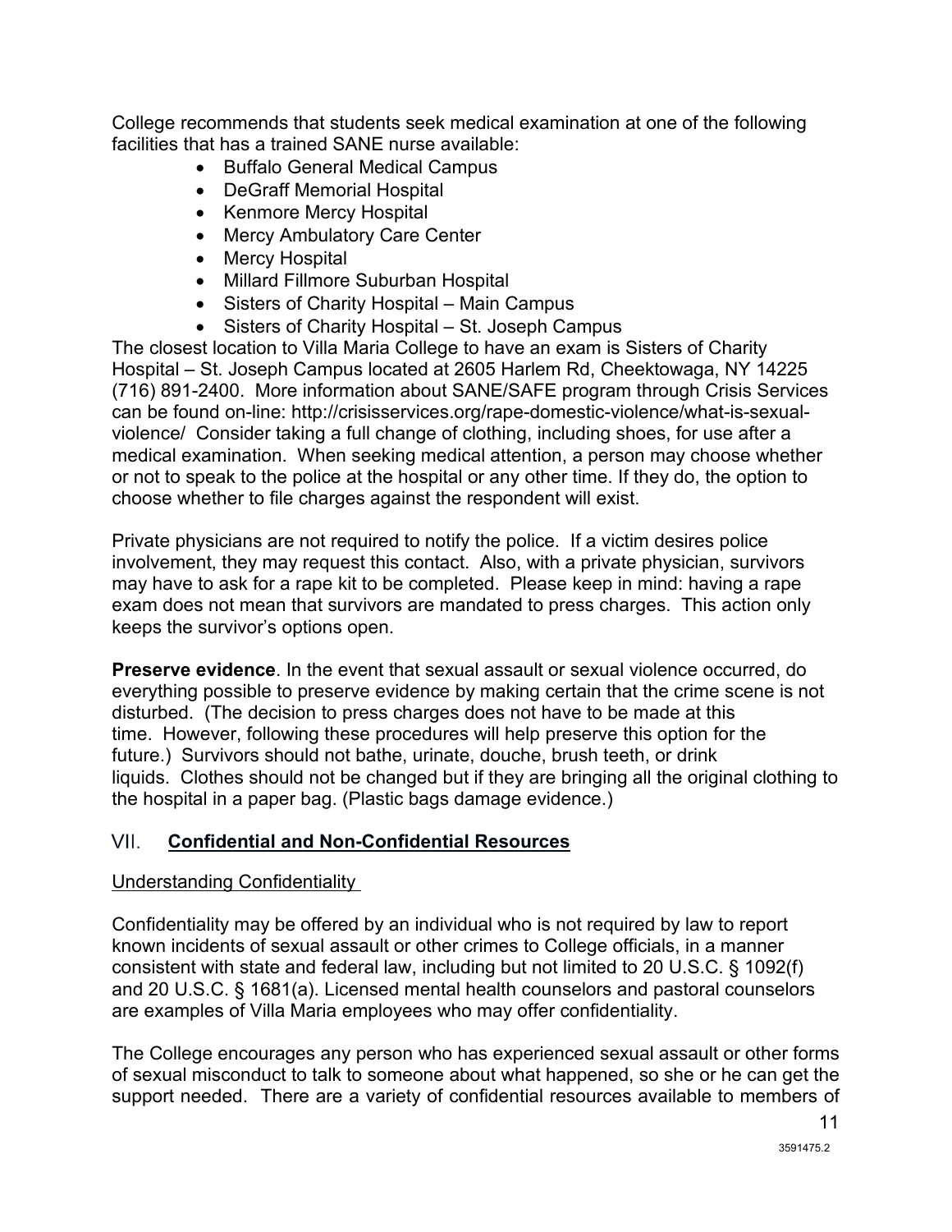College recommends that students seek medical examination at one of the following facilities that has a trained SANE nurse available:

- Buffalo General Medical Campus
- DeGraff Memorial Hospital
- Kenmore Mercy Hospital
- Mercy Ambulatory Care Center
- Mercy Hospital
- Millard Fillmore Suburban Hospital
- Sisters of Charity Hospital – Main Campus
- Sisters of Charity Hospital – St. Joseph Campus

The closest location to Villa Maria College to have an exam is Sisters of Charity Hospital – St. Joseph Campus located at 2605 Harlem Rd, Cheektowaga, NY 14225 (716) 891-2400. More information about SANE/SAFE program through Crisis Services can be found on-line: http://crisisservices.org/rape-domestic-violence/what-is-sexual-violence/ Consider taking a full change of clothing, including shoes, for use after a medical examination. When seeking medical attention, a person may choose whether or not to speak to the police at the hospital or any other time. If they do, the option to choose whether to file charges against the respondent will exist.

Private physicians are not required to notify the police. If a victim desires police involvement, they may request this contact. Also, with a private physician, survivors may have to ask for a rape kit to be completed. Please keep in mind: having a rape exam does not mean that survivors are mandated to press charges. This action only keeps the survivor's options open.

**Preserve evidence**. In the event that sexual assault or sexual violence occurred, do everything possible to preserve evidence by making certain that the crime scene is not disturbed. (The decision to press charges does not have to be made at this time. However, following these procedures will help preserve this option for the future.) Survivors should not bathe, urinate, douche, brush teeth, or drink liquids. Clothes should not be changed but if they are bringing all the original clothing to the hospital in a paper bag. (Plastic bags damage evidence.)

## VII. Confidential and Non-Confidential Resources

Understanding Confidentiality

Confidentiality may be offered by an individual who is not required by law to report known incidents of sexual assault or other crimes to College officials, in a manner consistent with state and federal law, including but not limited to 20 U.S.C. § 1092(f) and 20 U.S.C. § 1681(a). Licensed mental health counselors and pastoral counselors are examples of Villa Maria employees who may offer confidentiality.

The College encourages any person who has experienced sexual assault or other forms of sexual misconduct to talk to someone about what happened, so she or he can get the support needed. There are a variety of confidential resources available to members of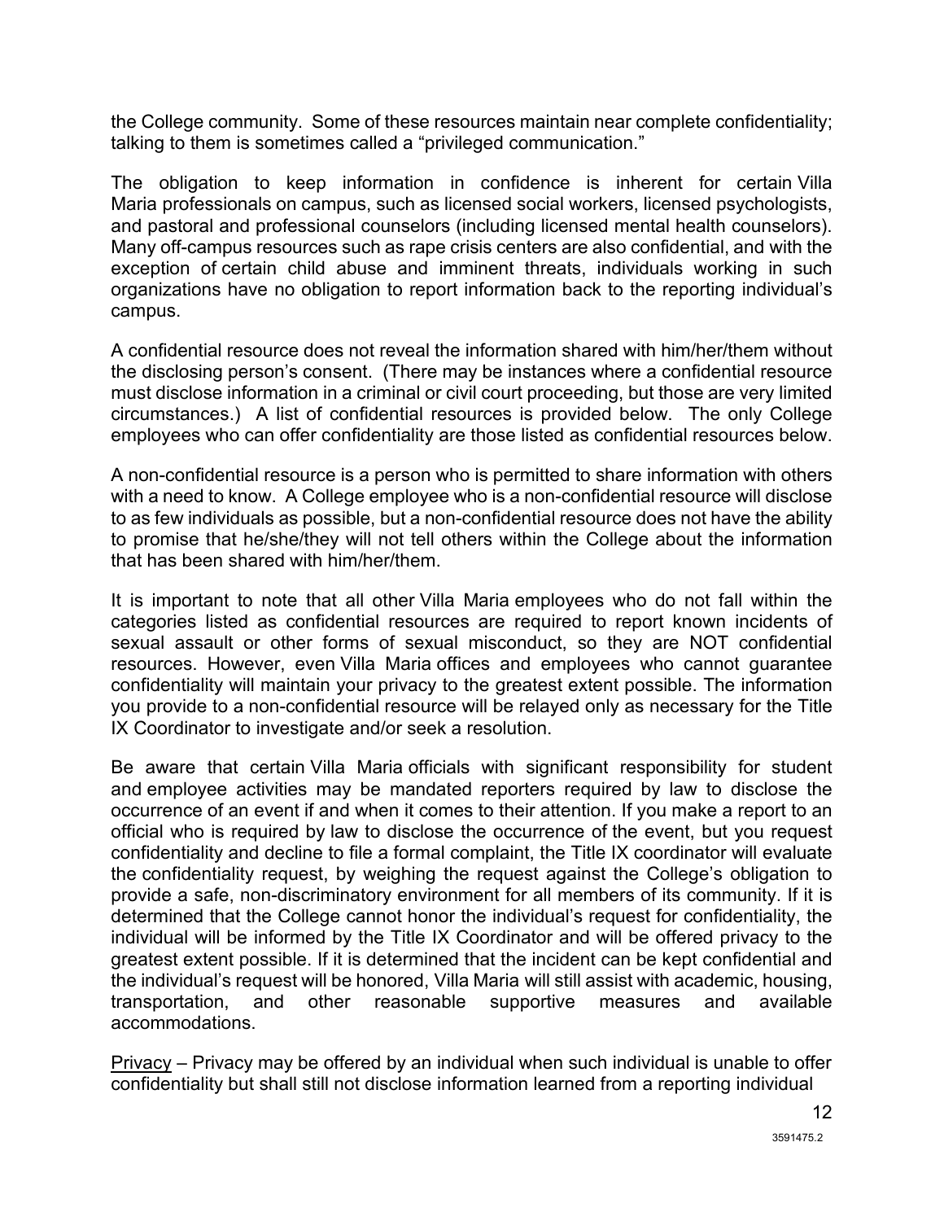the College community. Some of these resources maintain near complete confidentiality; talking to them is sometimes called a "privileged communication."

The obligation to keep information in confidence is inherent for certain Villa Maria professionals on campus, such as licensed social workers, licensed psychologists, and pastoral and professional counselors (including licensed mental health counselors). Many off-campus resources such as rape crisis centers are also confidential, and with the exception of certain child abuse and imminent threats, individuals working in such organizations have no obligation to report information back to the reporting individual's campus.

A confidential resource does not reveal the information shared with him/her/them without the disclosing person's consent. (There may be instances where a confidential resource must disclose information in a criminal or civil court proceeding, but those are very limited circumstances.) A list of confidential resources is provided below. The only College employees who can offer confidentiality are those listed as confidential resources below.

A non-confidential resource is a person who is permitted to share information with others with a need to know. A College employee who is a non-confidential resource will disclose to as few individuals as possible, but a non-confidential resource does not have the ability to promise that he/she/they will not tell others within the College about the information that has been shared with him/her/them.

It is important to note that all other Villa Maria employees who do not fall within the categories listed as confidential resources are required to report known incidents of sexual assault or other forms of sexual misconduct, so they are NOT confidential resources. However, even Villa Maria offices and employees who cannot guarantee confidentiality will maintain your privacy to the greatest extent possible. The information you provide to a non-confidential resource will be relayed only as necessary for the Title IX Coordinator to investigate and/or seek a resolution.

Be aware that certain Villa Maria officials with significant responsibility for student and employee activities may be mandated reporters required by law to disclose the occurrence of an event if and when it comes to their attention. If you make a report to an official who is required by law to disclose the occurrence of the event, but you request confidentiality and decline to file a formal complaint, the Title IX coordinator will evaluate the confidentiality request, by weighing the request against the College's obligation to provide a safe, non-discriminatory environment for all members of its community. If it is determined that the College cannot honor the individual's request for confidentiality, the individual will be informed by the Title IX Coordinator and will be offered privacy to the greatest extent possible. If it is determined that the incident can be kept confidential and the individual's request will be honored, Villa Maria will still assist with academic, housing, transportation, and other reasonable supportive measures and available accommodations.

Privacy – Privacy may be offered by an individual when such individual is unable to offer confidentiality but shall still not disclose information learned from a reporting individual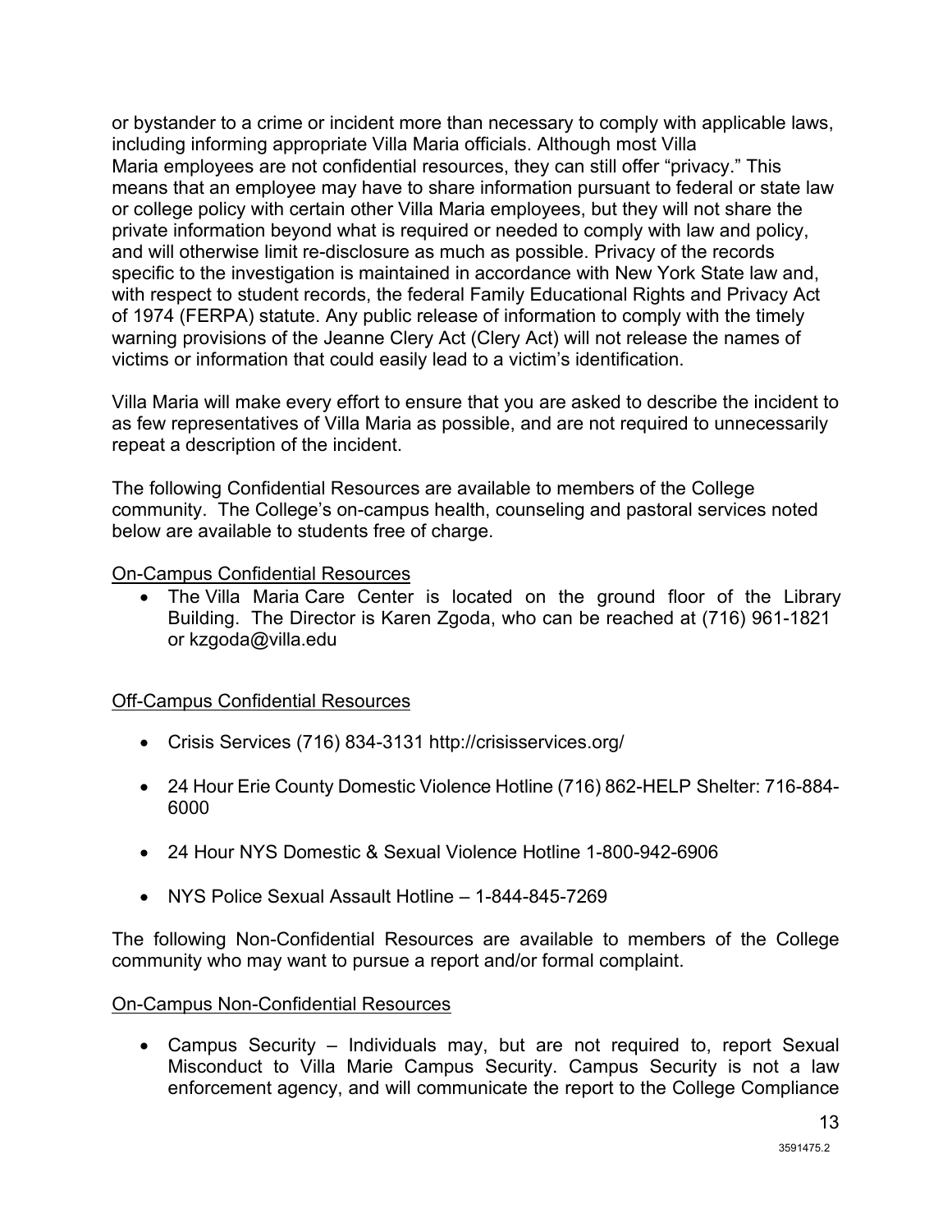or bystander to a crime or incident more than necessary to comply with applicable laws, including informing appropriate Villa Maria officials. Although most Villa Maria employees are not confidential resources, they can still offer "privacy." This means that an employee may have to share information pursuant to federal or state law or college policy with certain other Villa Maria employees, but they will not share the private information beyond what is required or needed to comply with law and policy, and will otherwise limit re-disclosure as much as possible. Privacy of the records specific to the investigation is maintained in accordance with New York State law and, with respect to student records, the federal Family Educational Rights and Privacy Act of 1974 (FERPA) statute. Any public release of information to comply with the timely warning provisions of the Jeanne Clery Act (Clery Act) will not release the names of victims or information that could easily lead to a victim's identification.

Villa Maria will make every effort to ensure that you are asked to describe the incident to as few representatives of Villa Maria as possible, and are not required to unnecessarily repeat a description of the incident.

The following Confidential Resources are available to members of the College community. The College's on-campus health, counseling and pastoral services noted below are available to students free of charge.

On-Campus Confidential Resources

- The Villa Maria Care Center is located on the ground floor of the Library Building. The Director is Karen Zgoda, who can be reached at (716) 961-1821 or kzgoda@villa.edu

Off-Campus Confidential Resources

- Crisis Services (716) 834-3131 http://crisisservices.org/
- 24 Hour Erie County Domestic Violence Hotline (716) 862-HELP Shelter: 716-884-6000
- 24 Hour NYS Domestic & Sexual Violence Hotline 1-800-942-6906
- NYS Police Sexual Assault Hotline – 1-844-845-7269

The following Non-Confidential Resources are available to members of the College community who may want to pursue a report and/or formal complaint.

On-Campus Non-Confidential Resources

- Campus Security – Individuals may, but are not required to, report Sexual Misconduct to Villa Marie Campus Security. Campus Security is not a law enforcement agency, and will communicate the report to the College Compliance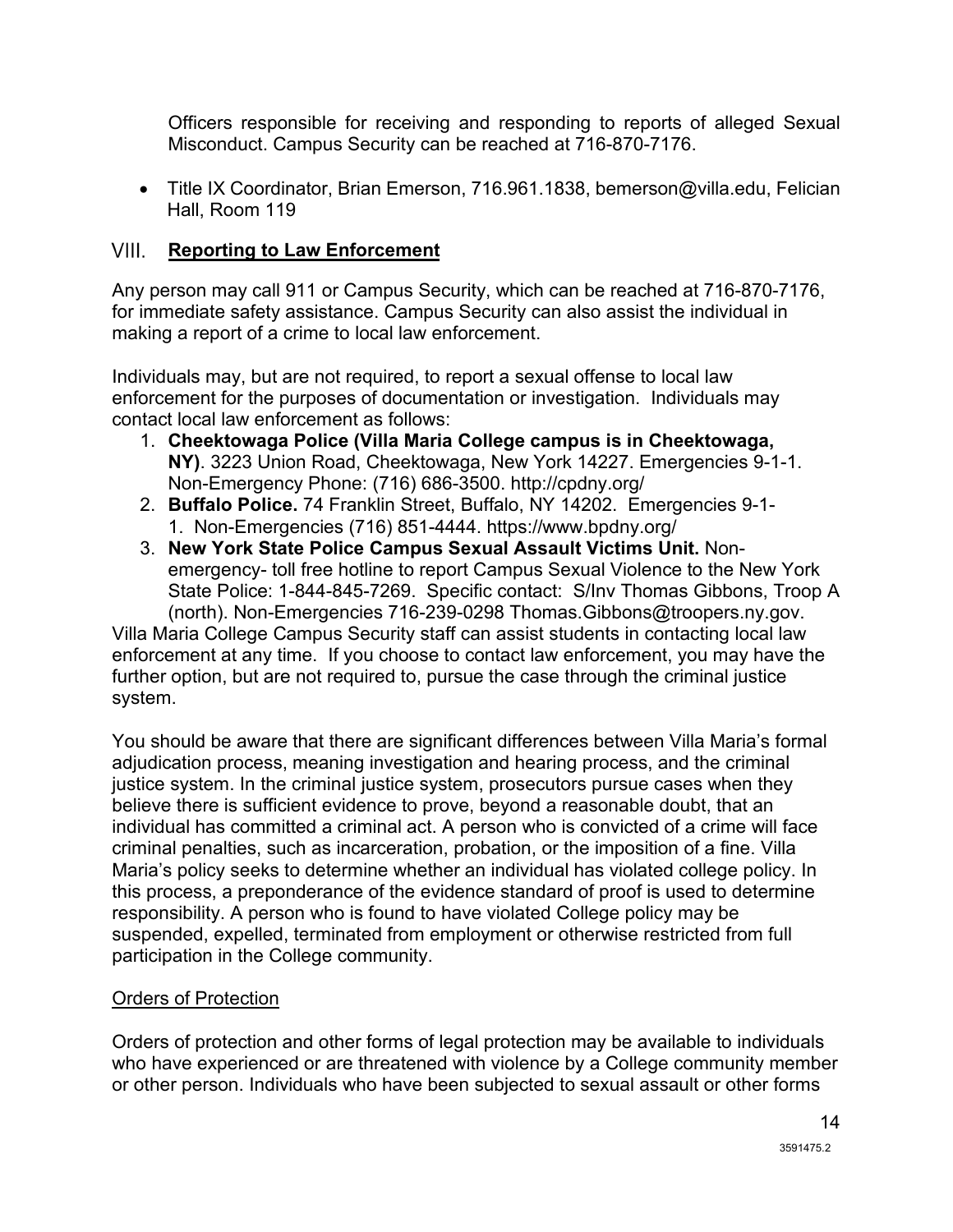Officers responsible for receiving and responding to reports of alleged Sexual Misconduct. Campus Security can be reached at 716-870-7176.

- Title IX Coordinator, Brian Emerson, 716.961.1838, bemerson@villa.edu, Felician Hall, Room 119

## VIII. Reporting to Law Enforcement

Any person may call 911 or Campus Security, which can be reached at 716-870-7176, for immediate safety assistance. Campus Security can also assist the individual in making a report of a crime to local law enforcement.

Individuals may, but are not required, to report a sexual offense to local law enforcement for the purposes of documentation or investigation. Individuals may contact local law enforcement as follows:

1. **Cheektowaga Police (Villa Maria College campus is in Cheektowaga, NY)**. 3223 Union Road, Cheektowaga, New York 14227. Emergencies 9-1-1. Non-Emergency Phone: (716) 686-3500. http://cpdny.org/
2. **Buffalo Police.** 74 Franklin Street, Buffalo, NY 14202. Emergencies 9-1-1. Non-Emergencies (716) 851-4444. https://www.bpdny.org/
3. **New York State Police Campus Sexual Assault Victims Unit.** Non-emergency- toll free hotline to report Campus Sexual Violence to the New York State Police: 1-844-845-7269. Specific contact: S/Inv Thomas Gibbons, Troop A (north). Non-Emergencies 716-239-0298 Thomas.Gibbons@troopers.ny.gov.

Villa Maria College Campus Security staff can assist students in contacting local law enforcement at any time. If you choose to contact law enforcement, you may have the further option, but are not required to, pursue the case through the criminal justice system.

You should be aware that there are significant differences between Villa Maria's formal adjudication process, meaning investigation and hearing process, and the criminal justice system. In the criminal justice system, prosecutors pursue cases when they believe there is sufficient evidence to prove, beyond a reasonable doubt, that an individual has committed a criminal act. A person who is convicted of a crime will face criminal penalties, such as incarceration, probation, or the imposition of a fine. Villa Maria's policy seeks to determine whether an individual has violated college policy. In this process, a preponderance of the evidence standard of proof is used to determine responsibility. A person who is found to have violated College policy may be suspended, expelled, terminated from employment or otherwise restricted from full participation in the College community.

### Orders of Protection

Orders of protection and other forms of legal protection may be available to individuals who have experienced or are threatened with violence by a College community member or other person. Individuals who have been subjected to sexual assault or other forms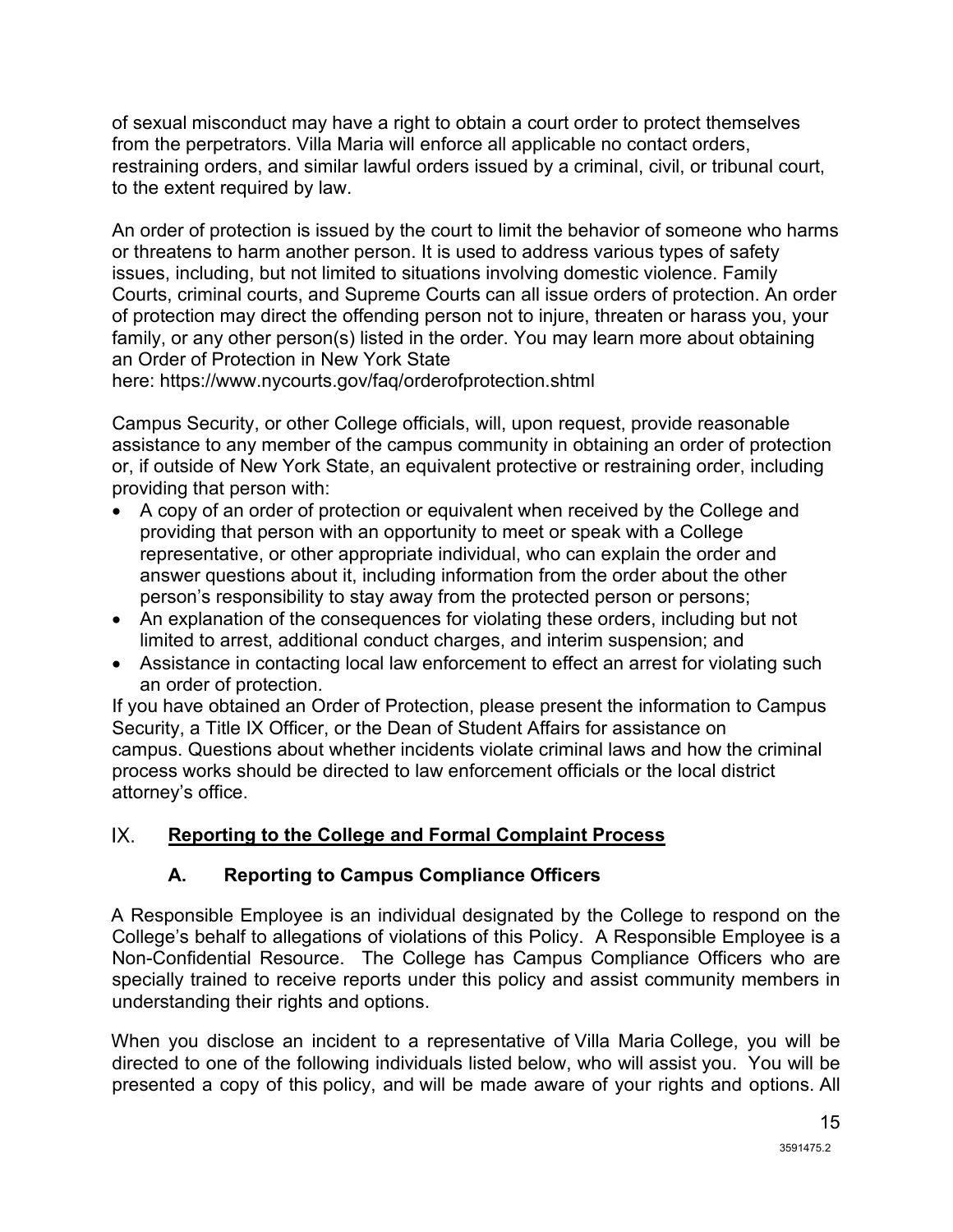of sexual misconduct may have a right to obtain a court order to protect themselves from the perpetrators. Villa Maria will enforce all applicable no contact orders, restraining orders, and similar lawful orders issued by a criminal, civil, or tribunal court, to the extent required by law.

An order of protection is issued by the court to limit the behavior of someone who harms or threatens to harm another person. It is used to address various types of safety issues, including, but not limited to situations involving domestic violence. Family Courts, criminal courts, and Supreme Courts can all issue orders of protection. An order of protection may direct the offending person not to injure, threaten or harass you, your family, or any other person(s) listed in the order. You may learn more about obtaining an Order of Protection in New York State here: https://www.nycourts.gov/faq/orderofprotection.shtml

Campus Security, or other College officials, will, upon request, provide reasonable assistance to any member of the campus community in obtaining an order of protection or, if outside of New York State, an equivalent protective or restraining order, including providing that person with:

- A copy of an order of protection or equivalent when received by the College and providing that person with an opportunity to meet or speak with a College representative, or other appropriate individual, who can explain the order and answer questions about it, including information from the order about the other person's responsibility to stay away from the protected person or persons;
- An explanation of the consequences for violating these orders, including but not limited to arrest, additional conduct charges, and interim suspension; and
- Assistance in contacting local law enforcement to effect an arrest for violating such an order of protection.

If you have obtained an Order of Protection, please present the information to Campus Security, a Title IX Officer, or the Dean of Student Affairs for assistance on campus. Questions about whether incidents violate criminal laws and how the criminal process works should be directed to law enforcement officials or the local district attorney's office.

## IX. Reporting to the College and Formal Complaint Process

### A. Reporting to Campus Compliance Officers

A Responsible Employee is an individual designated by the College to respond on the College's behalf to allegations of violations of this Policy. A Responsible Employee is a Non-Confidential Resource. The College has Campus Compliance Officers who are specially trained to receive reports under this policy and assist community members in understanding their rights and options.

When you disclose an incident to a representative of Villa Maria College, you will be directed to one of the following individuals listed below, who will assist you. You will be presented a copy of this policy, and will be made aware of your rights and options. All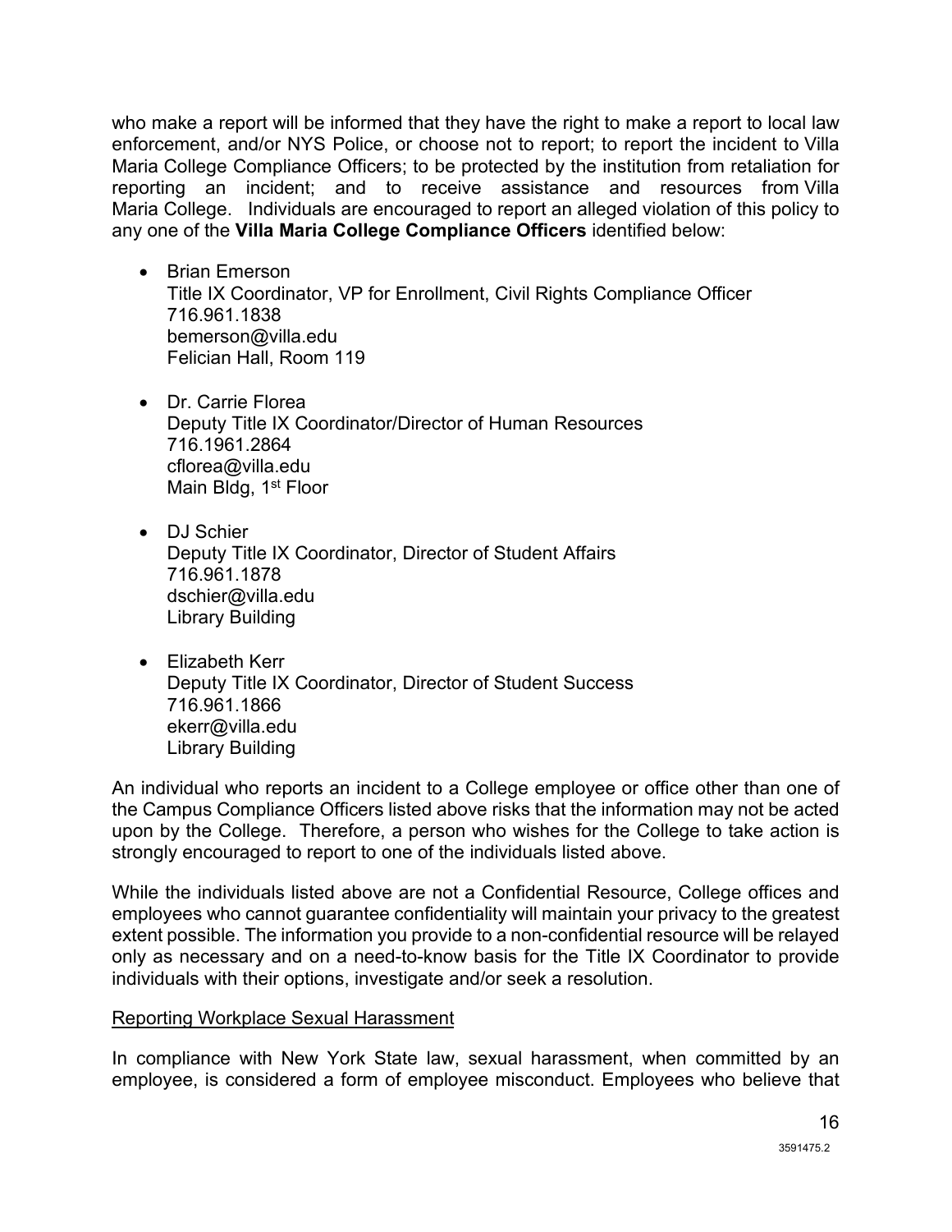who make a report will be informed that they have the right to make a report to local law enforcement, and/or NYS Police, or choose not to report; to report the incident to Villa Maria College Compliance Officers; to be protected by the institution from retaliation for reporting an incident; and to receive assistance and resources from Villa Maria College. Individuals are encouraged to report an alleged violation of this policy to any one of the **Villa Maria College Compliance Officers** identified below:

- Brian Emerson
  Title IX Coordinator, VP for Enrollment, Civil Rights Compliance Officer
  716.961.1838
  bemerson@villa.edu
  Felician Hall, Room 119

- Dr. Carrie Florea
  Deputy Title IX Coordinator/Director of Human Resources
  716.1961.2864
  cflorea@villa.edu
  Main Bldg, 1st Floor

- DJ Schier
  Deputy Title IX Coordinator, Director of Student Affairs
  716.961.1878
  dschier@villa.edu
  Library Building

- Elizabeth Kerr
  Deputy Title IX Coordinator, Director of Student Success
  716.961.1866
  ekerr@villa.edu
  Library Building

An individual who reports an incident to a College employee or office other than one of the Campus Compliance Officers listed above risks that the information may not be acted upon by the College. Therefore, a person who wishes for the College to take action is strongly encouraged to report to one of the individuals listed above.

While the individuals listed above are not a Confidential Resource, College offices and employees who cannot guarantee confidentiality will maintain your privacy to the greatest extent possible. The information you provide to a non-confidential resource will be relayed only as necessary and on a need-to-know basis for the Title IX Coordinator to provide individuals with their options, investigate and/or seek a resolution.

<u>Reporting Workplace Sexual Harassment</u>

In compliance with New York State law, sexual harassment, when committed by an employee, is considered a form of employee misconduct. Employees who believe that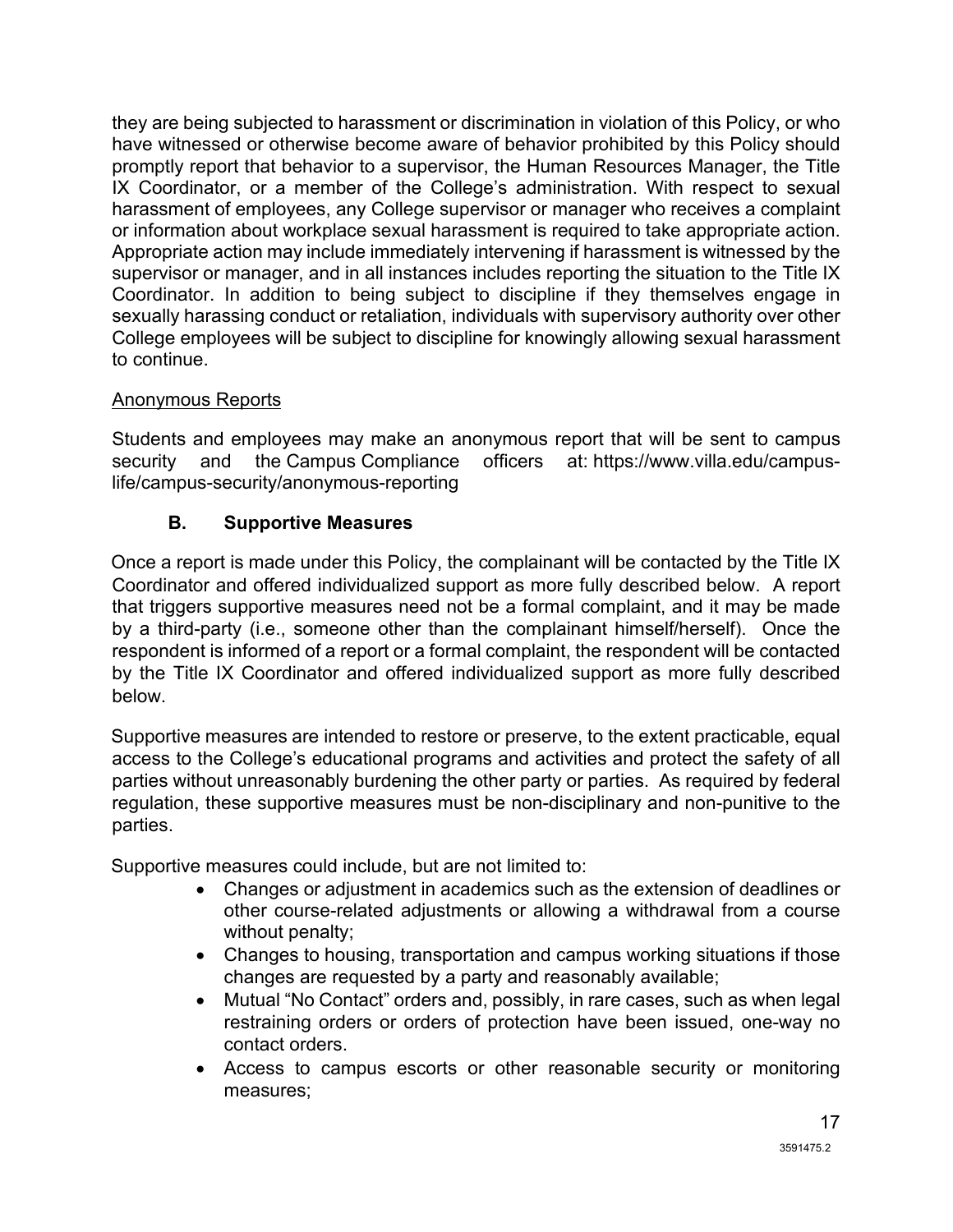they are being subjected to harassment or discrimination in violation of this Policy, or who have witnessed or otherwise become aware of behavior prohibited by this Policy should promptly report that behavior to a supervisor, the Human Resources Manager, the Title IX Coordinator, or a member of the College's administration. With respect to sexual harassment of employees, any College supervisor or manager who receives a complaint or information about workplace sexual harassment is required to take appropriate action. Appropriate action may include immediately intervening if harassment is witnessed by the supervisor or manager, and in all instances includes reporting the situation to the Title IX Coordinator. In addition to being subject to discipline if they themselves engage in sexually harassing conduct or retaliation, individuals with supervisory authority over other College employees will be subject to discipline for knowingly allowing sexual harassment to continue.

Anonymous Reports

Students and employees may make an anonymous report that will be sent to campus security and the Campus Compliance officers at: https://www.villa.edu/campus-life/campus-security/anonymous-reporting

### B. Supportive Measures

Once a report is made under this Policy, the complainant will be contacted by the Title IX Coordinator and offered individualized support as more fully described below. A report that triggers supportive measures need not be a formal complaint, and it may be made by a third-party (i.e., someone other than the complainant himself/herself). Once the respondent is informed of a report or a formal complaint, the respondent will be contacted by the Title IX Coordinator and offered individualized support as more fully described below.

Supportive measures are intended to restore or preserve, to the extent practicable, equal access to the College's educational programs and activities and protect the safety of all parties without unreasonably burdening the other party or parties. As required by federal regulation, these supportive measures must be non-disciplinary and non-punitive to the parties.

Supportive measures could include, but are not limited to:

- Changes or adjustment in academics such as the extension of deadlines or other course-related adjustments or allowing a withdrawal from a course without penalty;
- Changes to housing, transportation and campus working situations if those changes are requested by a party and reasonably available;
- Mutual "No Contact" orders and, possibly, in rare cases, such as when legal restraining orders or orders of protection have been issued, one-way no contact orders.
- Access to campus escorts or other reasonable security or monitoring measures;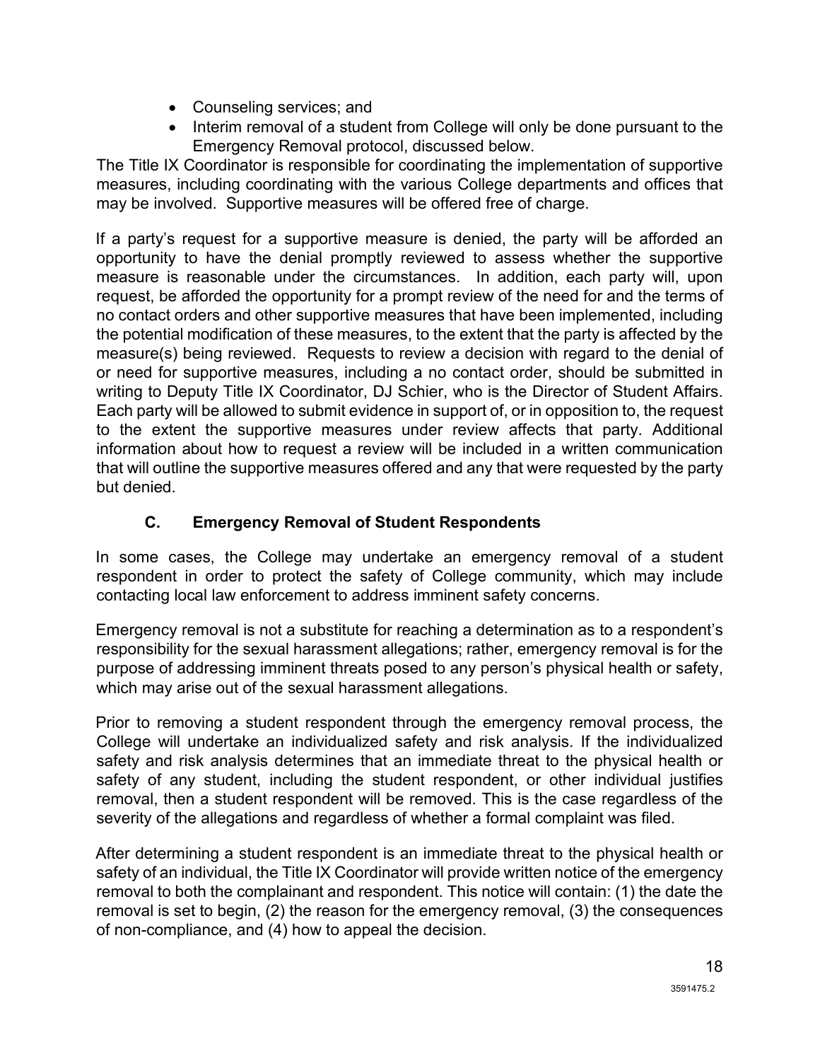- Counseling services; and
- Interim removal of a student from College will only be done pursuant to the Emergency Removal protocol, discussed below.

The Title IX Coordinator is responsible for coordinating the implementation of supportive measures, including coordinating with the various College departments and offices that may be involved. Supportive measures will be offered free of charge.

If a party's request for a supportive measure is denied, the party will be afforded an opportunity to have the denial promptly reviewed to assess whether the supportive measure is reasonable under the circumstances. In addition, each party will, upon request, be afforded the opportunity for a prompt review of the need for and the terms of no contact orders and other supportive measures that have been implemented, including the potential modification of these measures, to the extent that the party is affected by the measure(s) being reviewed. Requests to review a decision with regard to the denial of or need for supportive measures, including a no contact order, should be submitted in writing to Deputy Title IX Coordinator, DJ Schier, who is the Director of Student Affairs. Each party will be allowed to submit evidence in support of, or in opposition to, the request to the extent the supportive measures under review affects that party. Additional information about how to request a review will be included in a written communication that will outline the supportive measures offered and any that were requested by the party but denied.

### C. Emergency Removal of Student Respondents

In some cases, the College may undertake an emergency removal of a student respondent in order to protect the safety of College community, which may include contacting local law enforcement to address imminent safety concerns.

Emergency removal is not a substitute for reaching a determination as to a respondent's responsibility for the sexual harassment allegations; rather, emergency removal is for the purpose of addressing imminent threats posed to any person's physical health or safety, which may arise out of the sexual harassment allegations.

Prior to removing a student respondent through the emergency removal process, the College will undertake an individualized safety and risk analysis. If the individualized safety and risk analysis determines that an immediate threat to the physical health or safety of any student, including the student respondent, or other individual justifies removal, then a student respondent will be removed. This is the case regardless of the severity of the allegations and regardless of whether a formal complaint was filed.

After determining a student respondent is an immediate threat to the physical health or safety of an individual, the Title IX Coordinator will provide written notice of the emergency removal to both the complainant and respondent. This notice will contain: (1) the date the removal is set to begin, (2) the reason for the emergency removal, (3) the consequences of non-compliance, and (4) how to appeal the decision.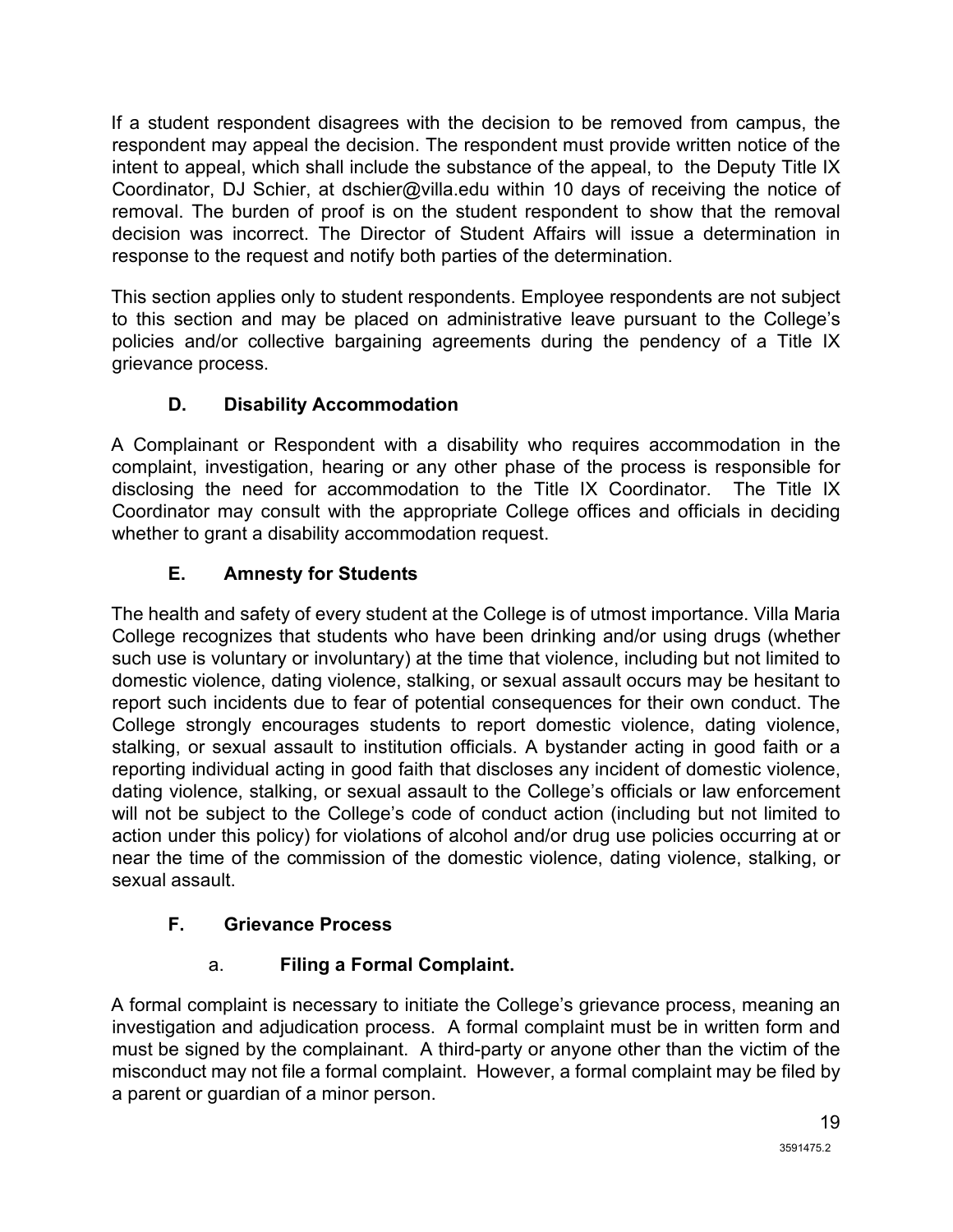If a student respondent disagrees with the decision to be removed from campus, the respondent may appeal the decision. The respondent must provide written notice of the intent to appeal, which shall include the substance of the appeal, to the Deputy Title IX Coordinator, DJ Schier, at dschier@villa.edu within 10 days of receiving the notice of removal. The burden of proof is on the student respondent to show that the removal decision was incorrect. The Director of Student Affairs will issue a determination in response to the request and notify both parties of the determination.

This section applies only to student respondents. Employee respondents are not subject to this section and may be placed on administrative leave pursuant to the College's policies and/or collective bargaining agreements during the pendency of a Title IX grievance process.

### D. Disability Accommodation

A Complainant or Respondent with a disability who requires accommodation in the complaint, investigation, hearing or any other phase of the process is responsible for disclosing the need for accommodation to the Title IX Coordinator. The Title IX Coordinator may consult with the appropriate College offices and officials in deciding whether to grant a disability accommodation request.

### E. Amnesty for Students

The health and safety of every student at the College is of utmost importance. Villa Maria College recognizes that students who have been drinking and/or using drugs (whether such use is voluntary or involuntary) at the time that violence, including but not limited to domestic violence, dating violence, stalking, or sexual assault occurs may be hesitant to report such incidents due to fear of potential consequences for their own conduct. The College strongly encourages students to report domestic violence, dating violence, stalking, or sexual assault to institution officials. A bystander acting in good faith or a reporting individual acting in good faith that discloses any incident of domestic violence, dating violence, stalking, or sexual assault to the College's officials or law enforcement will not be subject to the College's code of conduct action (including but not limited to action under this policy) for violations of alcohol and/or drug use policies occurring at or near the time of the commission of the domestic violence, dating violence, stalking, or sexual assault.

### F. Grievance Process

#### a. Filing a Formal Complaint.

A formal complaint is necessary to initiate the College's grievance process, meaning an investigation and adjudication process. A formal complaint must be in written form and must be signed by the complainant. A third-party or anyone other than the victim of the misconduct may not file a formal complaint. However, a formal complaint may be filed by a parent or guardian of a minor person.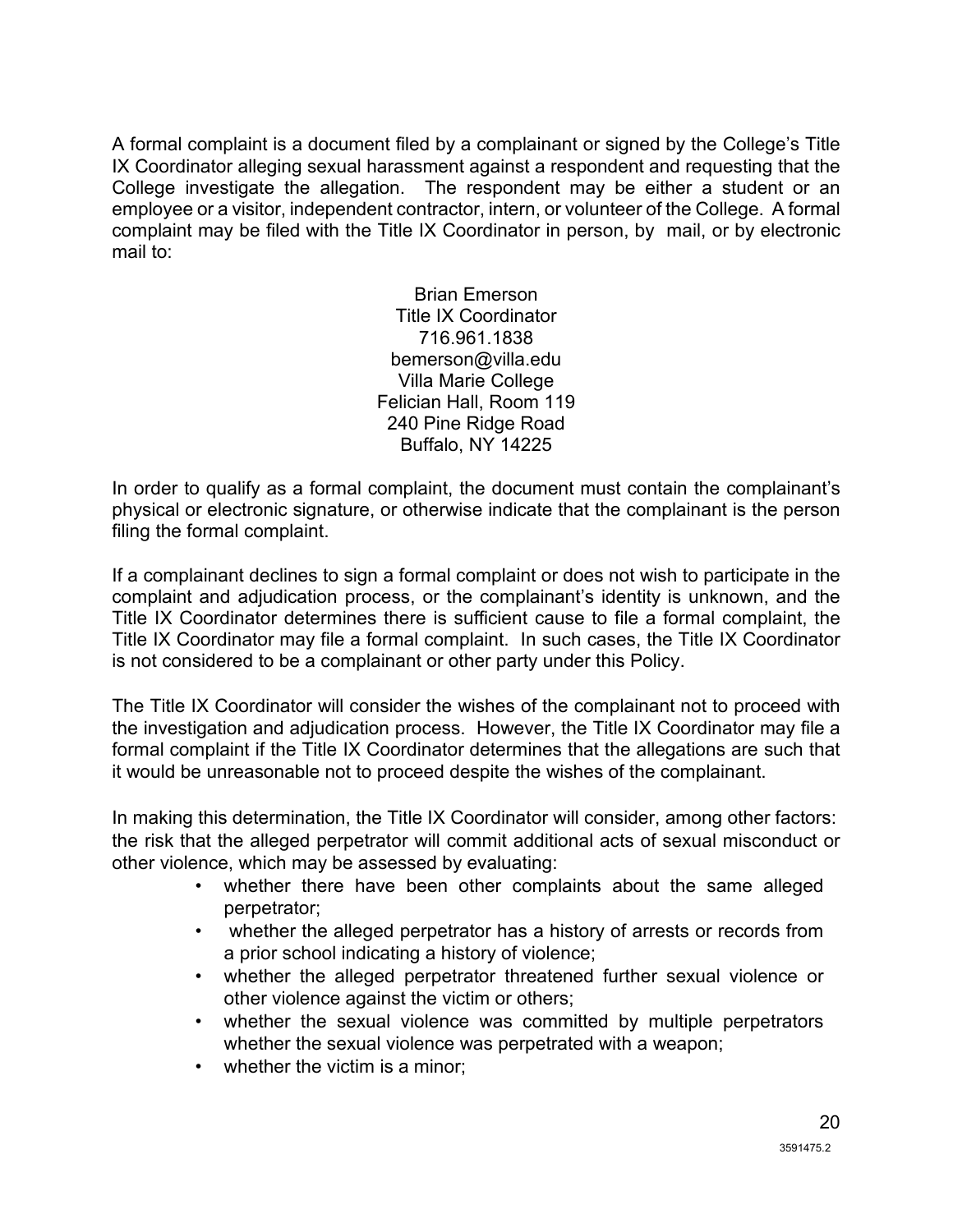A formal complaint is a document filed by a complainant or signed by the College's Title IX Coordinator alleging sexual harassment against a respondent and requesting that the College investigate the allegation. The respondent may be either a student or an employee or a visitor, independent contractor, intern, or volunteer of the College. A formal complaint may be filed with the Title IX Coordinator in person, by mail, or by electronic mail to:

Brian Emerson
Title IX Coordinator
716.961.1838
bemerson@villa.edu
Villa Marie College
Felician Hall, Room 119
240 Pine Ridge Road
Buffalo, NY 14225

In order to qualify as a formal complaint, the document must contain the complainant's physical or electronic signature, or otherwise indicate that the complainant is the person filing the formal complaint.

If a complainant declines to sign a formal complaint or does not wish to participate in the complaint and adjudication process, or the complainant's identity is unknown, and the Title IX Coordinator determines there is sufficient cause to file a formal complaint, the Title IX Coordinator may file a formal complaint. In such cases, the Title IX Coordinator is not considered to be a complainant or other party under this Policy.

The Title IX Coordinator will consider the wishes of the complainant not to proceed with the investigation and adjudication process. However, the Title IX Coordinator may file a formal complaint if the Title IX Coordinator determines that the allegations are such that it would be unreasonable not to proceed despite the wishes of the complainant.

In making this determination, the Title IX Coordinator will consider, among other factors: the risk that the alleged perpetrator will commit additional acts of sexual misconduct or other violence, which may be assessed by evaluating:

- whether there have been other complaints about the same alleged perpetrator;
- whether the alleged perpetrator has a history of arrests or records from a prior school indicating a history of violence;
- whether the alleged perpetrator threatened further sexual violence or other violence against the victim or others;
- whether the sexual violence was committed by multiple perpetrators whether the sexual violence was perpetrated with a weapon;
- whether the victim is a minor;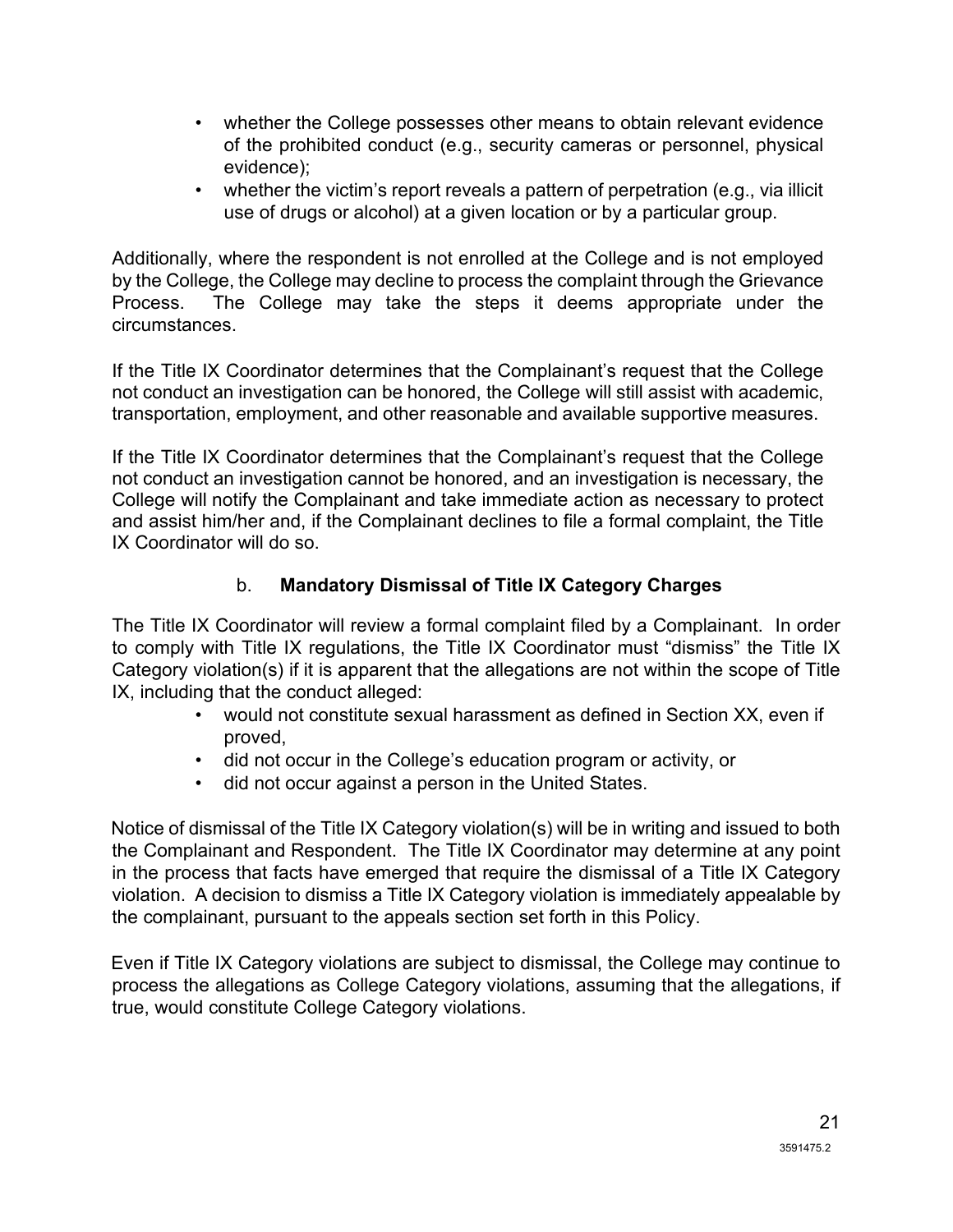- whether the College possesses other means to obtain relevant evidence of the prohibited conduct (e.g., security cameras or personnel, physical evidence);
- whether the victim's report reveals a pattern of perpetration (e.g., via illicit use of drugs or alcohol) at a given location or by a particular group.

Additionally, where the respondent is not enrolled at the College and is not employed by the College, the College may decline to process the complaint through the Grievance Process. The College may take the steps it deems appropriate under the circumstances.

If the Title IX Coordinator determines that the Complainant's request that the College not conduct an investigation can be honored, the College will still assist with academic, transportation, employment, and other reasonable and available supportive measures.

If the Title IX Coordinator determines that the Complainant's request that the College not conduct an investigation cannot be honored, and an investigation is necessary, the College will notify the Complainant and take immediate action as necessary to protect and assist him/her and, if the Complainant declines to file a formal complaint, the Title IX Coordinator will do so.

### b. **Mandatory Dismissal of Title IX Category Charges**

The Title IX Coordinator will review a formal complaint filed by a Complainant. In order to comply with Title IX regulations, the Title IX Coordinator must "dismiss" the Title IX Category violation(s) if it is apparent that the allegations are not within the scope of Title IX, including that the conduct alleged:

- would not constitute sexual harassment as defined in Section XX, even if proved,
- did not occur in the College's education program or activity, or
- did not occur against a person in the United States.

Notice of dismissal of the Title IX Category violation(s) will be in writing and issued to both the Complainant and Respondent. The Title IX Coordinator may determine at any point in the process that facts have emerged that require the dismissal of a Title IX Category violation. A decision to dismiss a Title IX Category violation is immediately appealable by the complainant, pursuant to the appeals section set forth in this Policy.

Even if Title IX Category violations are subject to dismissal, the College may continue to process the allegations as College Category violations, assuming that the allegations, if true, would constitute College Category violations.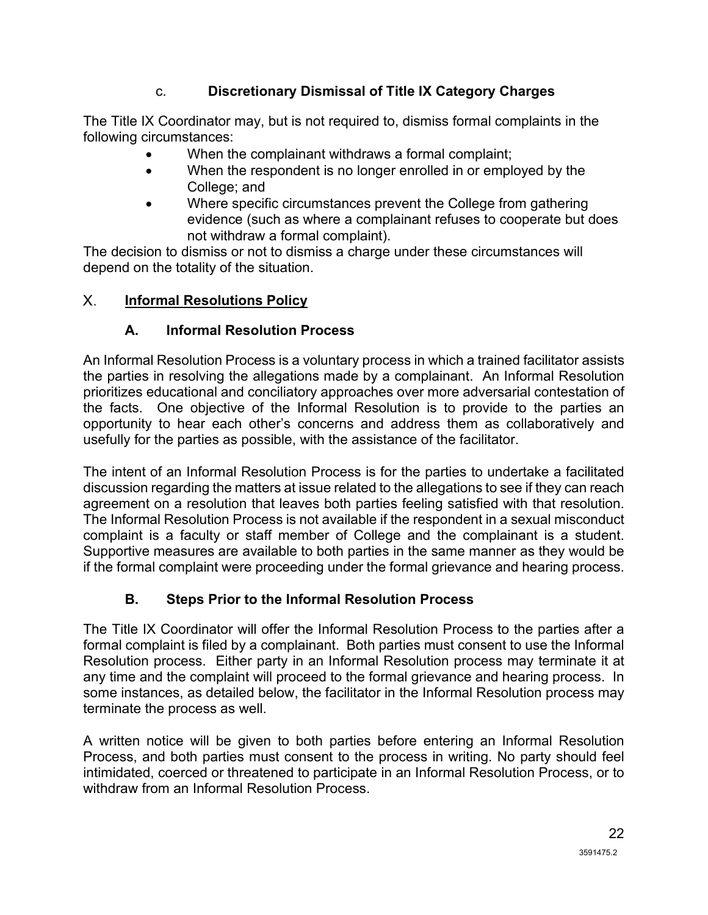### c. Discretionary Dismissal of Title IX Category Charges

The Title IX Coordinator may, but is not required to, dismiss formal complaints in the following circumstances:

- When the complainant withdraws a formal complaint;
- When the respondent is no longer enrolled in or employed by the College; and
- Where specific circumstances prevent the College from gathering evidence (such as where a complainant refuses to cooperate but does not withdraw a formal complaint).

The decision to dismiss or not to dismiss a charge under these circumstances will depend on the totality of the situation.

## X. Informal Resolutions Policy

### A. Informal Resolution Process

An Informal Resolution Process is a voluntary process in which a trained facilitator assists the parties in resolving the allegations made by a complainant. An Informal Resolution prioritizes educational and conciliatory approaches over more adversarial contestation of the facts. One objective of the Informal Resolution is to provide to the parties an opportunity to hear each other's concerns and address them as collaboratively and usefully for the parties as possible, with the assistance of the facilitator.

The intent of an Informal Resolution Process is for the parties to undertake a facilitated discussion regarding the matters at issue related to the allegations to see if they can reach agreement on a resolution that leaves both parties feeling satisfied with that resolution. The Informal Resolution Process is not available if the respondent in a sexual misconduct complaint is a faculty or staff member of College and the complainant is a student. Supportive measures are available to both parties in the same manner as they would be if the formal complaint were proceeding under the formal grievance and hearing process.

### B. Steps Prior to the Informal Resolution Process

The Title IX Coordinator will offer the Informal Resolution Process to the parties after a formal complaint is filed by a complainant. Both parties must consent to use the Informal Resolution process. Either party in an Informal Resolution process may terminate it at any time and the complaint will proceed to the formal grievance and hearing process. In some instances, as detailed below, the facilitator in the Informal Resolution process may terminate the process as well.

A written notice will be given to both parties before entering an Informal Resolution Process, and both parties must consent to the process in writing. No party should feel intimidated, coerced or threatened to participate in an Informal Resolution Process, or to withdraw from an Informal Resolution Process.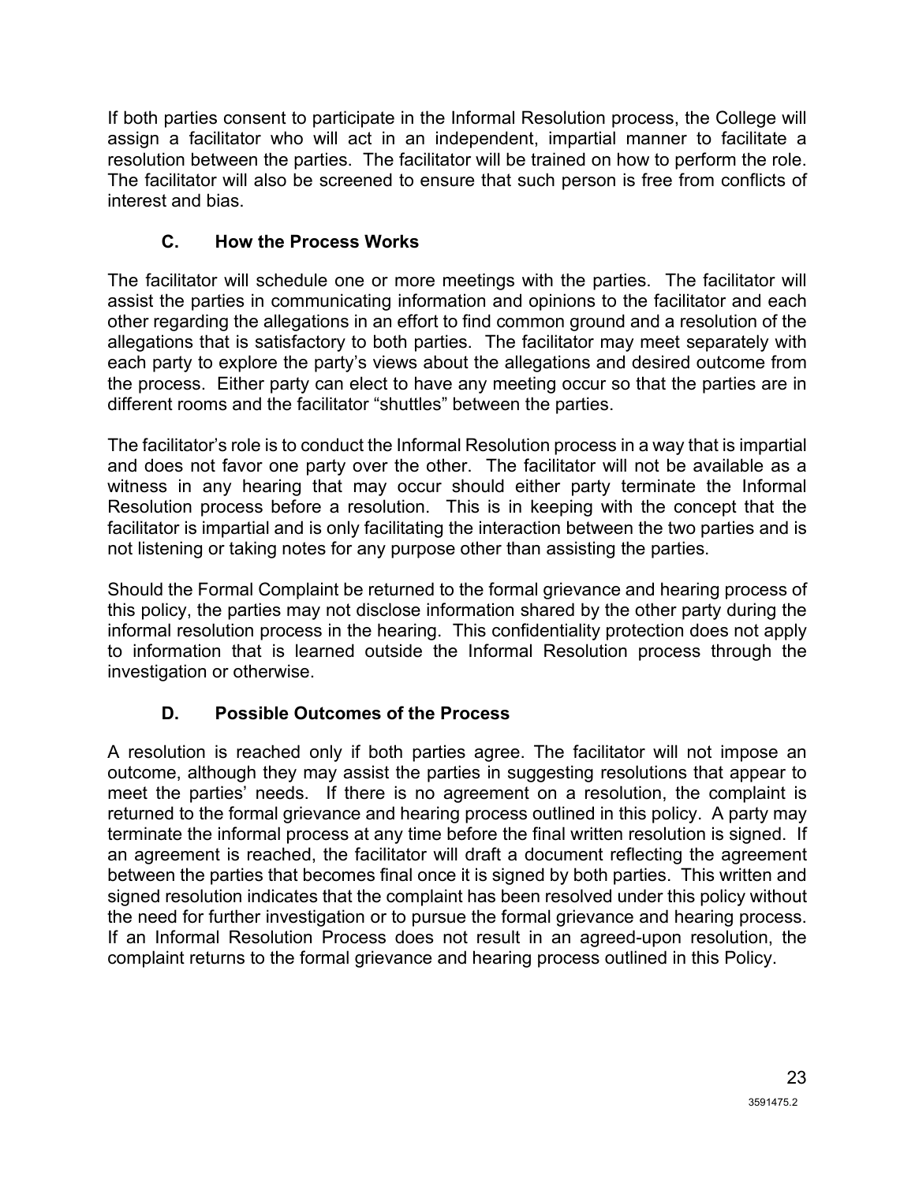If both parties consent to participate in the Informal Resolution process, the College will assign a facilitator who will act in an independent, impartial manner to facilitate a resolution between the parties. The facilitator will be trained on how to perform the role. The facilitator will also be screened to ensure that such person is free from conflicts of interest and bias.

### C. How the Process Works

The facilitator will schedule one or more meetings with the parties. The facilitator will assist the parties in communicating information and opinions to the facilitator and each other regarding the allegations in an effort to find common ground and a resolution of the allegations that is satisfactory to both parties. The facilitator may meet separately with each party to explore the party's views about the allegations and desired outcome from the process. Either party can elect to have any meeting occur so that the parties are in different rooms and the facilitator "shuttles" between the parties.

The facilitator's role is to conduct the Informal Resolution process in a way that is impartial and does not favor one party over the other. The facilitator will not be available as a witness in any hearing that may occur should either party terminate the Informal Resolution process before a resolution. This is in keeping with the concept that the facilitator is impartial and is only facilitating the interaction between the two parties and is not listening or taking notes for any purpose other than assisting the parties.

Should the Formal Complaint be returned to the formal grievance and hearing process of this policy, the parties may not disclose information shared by the other party during the informal resolution process in the hearing. This confidentiality protection does not apply to information that is learned outside the Informal Resolution process through the investigation or otherwise.

### D. Possible Outcomes of the Process

A resolution is reached only if both parties agree. The facilitator will not impose an outcome, although they may assist the parties in suggesting resolutions that appear to meet the parties' needs. If there is no agreement on a resolution, the complaint is returned to the formal grievance and hearing process outlined in this policy. A party may terminate the informal process at any time before the final written resolution is signed. If an agreement is reached, the facilitator will draft a document reflecting the agreement between the parties that becomes final once it is signed by both parties. This written and signed resolution indicates that the complaint has been resolved under this policy without the need for further investigation or to pursue the formal grievance and hearing process. If an Informal Resolution Process does not result in an agreed-upon resolution, the complaint returns to the formal grievance and hearing process outlined in this Policy.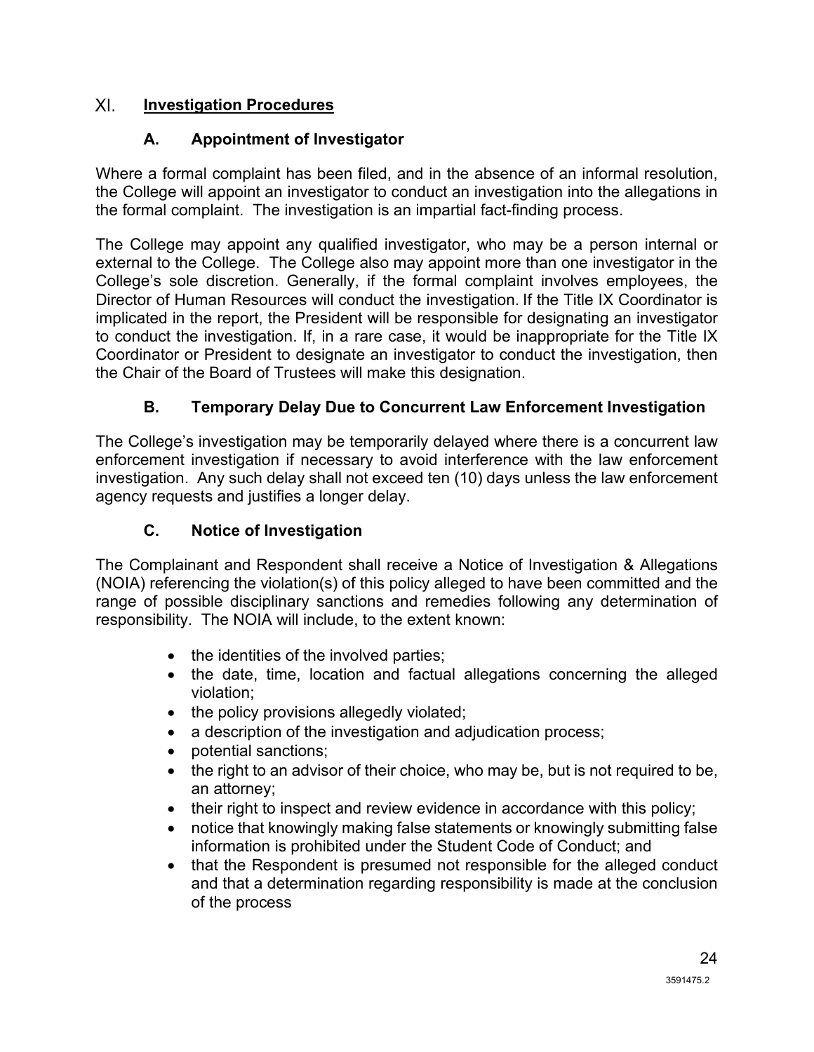## XI. Investigation Procedures

### A. Appointment of Investigator

Where a formal complaint has been filed, and in the absence of an informal resolution, the College will appoint an investigator to conduct an investigation into the allegations in the formal complaint. The investigation is an impartial fact-finding process.

The College may appoint any qualified investigator, who may be a person internal or external to the College. The College also may appoint more than one investigator in the College's sole discretion. Generally, if the formal complaint involves employees, the Director of Human Resources will conduct the investigation. If the Title IX Coordinator is implicated in the report, the President will be responsible for designating an investigator to conduct the investigation. If, in a rare case, it would be inappropriate for the Title IX Coordinator or President to designate an investigator to conduct the investigation, then the Chair of the Board of Trustees will make this designation.

### B. Temporary Delay Due to Concurrent Law Enforcement Investigation

The College's investigation may be temporarily delayed where there is a concurrent law enforcement investigation if necessary to avoid interference with the law enforcement investigation. Any such delay shall not exceed ten (10) days unless the law enforcement agency requests and justifies a longer delay.

### C. Notice of Investigation

The Complainant and Respondent shall receive a Notice of Investigation & Allegations (NOIA) referencing the violation(s) of this policy alleged to have been committed and the range of possible disciplinary sanctions and remedies following any determination of responsibility. The NOIA will include, to the extent known:

- the identities of the involved parties;
- the date, time, location and factual allegations concerning the alleged violation;
- the policy provisions allegedly violated;
- a description of the investigation and adjudication process;
- potential sanctions;
- the right to an advisor of their choice, who may be, but is not required to be, an attorney;
- their right to inspect and review evidence in accordance with this policy;
- notice that knowingly making false statements or knowingly submitting false information is prohibited under the Student Code of Conduct; and
- that the Respondent is presumed not responsible for the alleged conduct and that a determination regarding responsibility is made at the conclusion of the process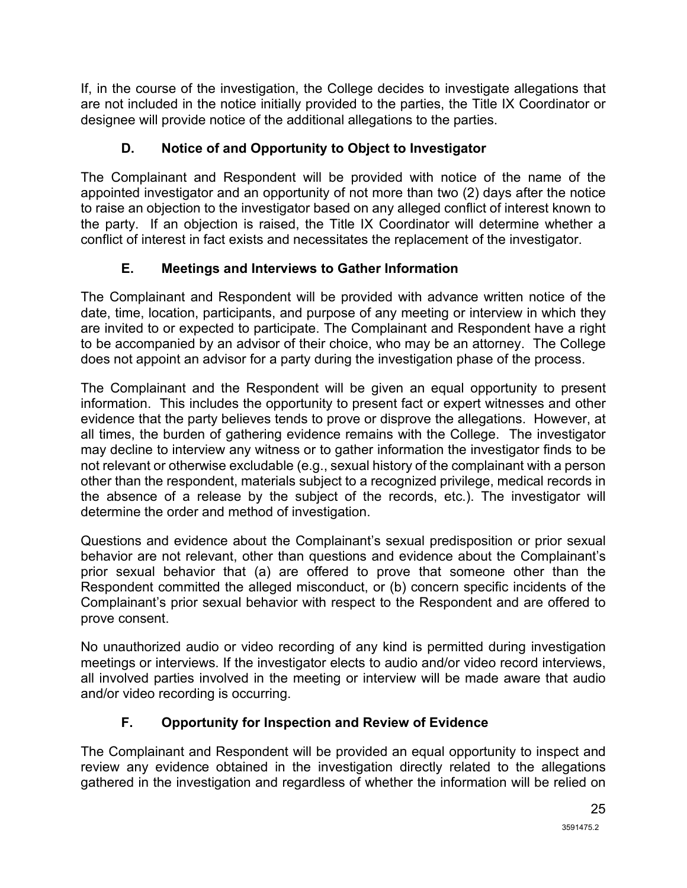If, in the course of the investigation, the College decides to investigate allegations that are not included in the notice initially provided to the parties, the Title IX Coordinator or designee will provide notice of the additional allegations to the parties.

### D. Notice of and Opportunity to Object to Investigator

The Complainant and Respondent will be provided with notice of the name of the appointed investigator and an opportunity of not more than two (2) days after the notice to raise an objection to the investigator based on any alleged conflict of interest known to the party. If an objection is raised, the Title IX Coordinator will determine whether a conflict of interest in fact exists and necessitates the replacement of the investigator.

### E. Meetings and Interviews to Gather Information

The Complainant and Respondent will be provided with advance written notice of the date, time, location, participants, and purpose of any meeting or interview in which they are invited to or expected to participate. The Complainant and Respondent have a right to be accompanied by an advisor of their choice, who may be an attorney. The College does not appoint an advisor for a party during the investigation phase of the process.

The Complainant and the Respondent will be given an equal opportunity to present information. This includes the opportunity to present fact or expert witnesses and other evidence that the party believes tends to prove or disprove the allegations. However, at all times, the burden of gathering evidence remains with the College. The investigator may decline to interview any witness or to gather information the investigator finds to be not relevant or otherwise excludable (e.g., sexual history of the complainant with a person other than the respondent, materials subject to a recognized privilege, medical records in the absence of a release by the subject of the records, etc.). The investigator will determine the order and method of investigation.

Questions and evidence about the Complainant's sexual predisposition or prior sexual behavior are not relevant, other than questions and evidence about the Complainant's prior sexual behavior that (a) are offered to prove that someone other than the Respondent committed the alleged misconduct, or (b) concern specific incidents of the Complainant's prior sexual behavior with respect to the Respondent and are offered to prove consent.

No unauthorized audio or video recording of any kind is permitted during investigation meetings or interviews. If the investigator elects to audio and/or video record interviews, all involved parties involved in the meeting or interview will be made aware that audio and/or video recording is occurring.

### F. Opportunity for Inspection and Review of Evidence

The Complainant and Respondent will be provided an equal opportunity to inspect and review any evidence obtained in the investigation directly related to the allegations gathered in the investigation and regardless of whether the information will be relied on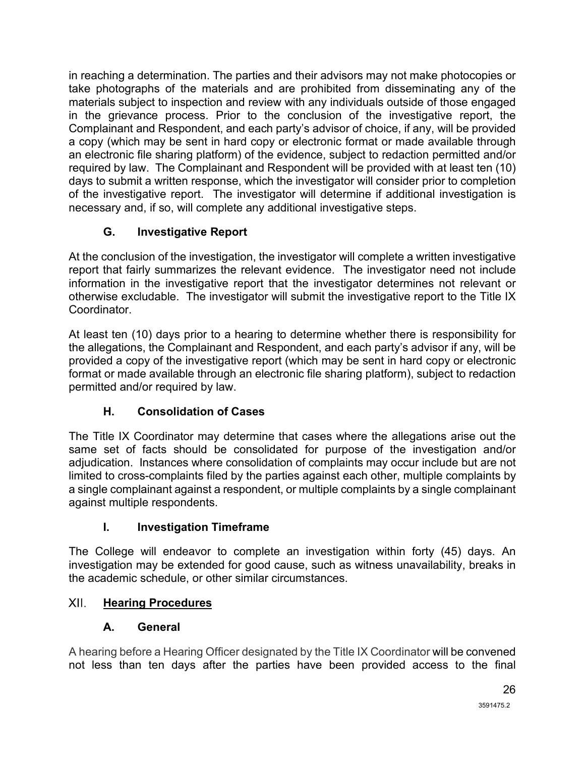in reaching a determination. The parties and their advisors may not make photocopies or take photographs of the materials and are prohibited from disseminating any of the materials subject to inspection and review with any individuals outside of those engaged in the grievance process. Prior to the conclusion of the investigative report, the Complainant and Respondent, and each party's advisor of choice, if any, will be provided a copy (which may be sent in hard copy or electronic format or made available through an electronic file sharing platform) of the evidence, subject to redaction permitted and/or required by law. The Complainant and Respondent will be provided with at least ten (10) days to submit a written response, which the investigator will consider prior to completion of the investigative report. The investigator will determine if additional investigation is necessary and, if so, will complete any additional investigative steps.

### G. Investigative Report

At the conclusion of the investigation, the investigator will complete a written investigative report that fairly summarizes the relevant evidence. The investigator need not include information in the investigative report that the investigator determines not relevant or otherwise excludable. The investigator will submit the investigative report to the Title IX Coordinator.

At least ten (10) days prior to a hearing to determine whether there is responsibility for the allegations, the Complainant and Respondent, and each party's advisor if any, will be provided a copy of the investigative report (which may be sent in hard copy or electronic format or made available through an electronic file sharing platform), subject to redaction permitted and/or required by law.

### H. Consolidation of Cases

The Title IX Coordinator may determine that cases where the allegations arise out the same set of facts should be consolidated for purpose of the investigation and/or adjudication. Instances where consolidation of complaints may occur include but are not limited to cross-complaints filed by the parties against each other, multiple complaints by a single complainant against a respondent, or multiple complaints by a single complainant against multiple respondents.

### I. Investigation Timeframe

The College will endeavor to complete an investigation within forty (45) days. An investigation may be extended for good cause, such as witness unavailability, breaks in the academic schedule, or other similar circumstances.

## XII. Hearing Procedures

### A. General

A hearing before a Hearing Officer designated by the Title IX Coordinator will be convened not less than ten days after the parties have been provided access to the final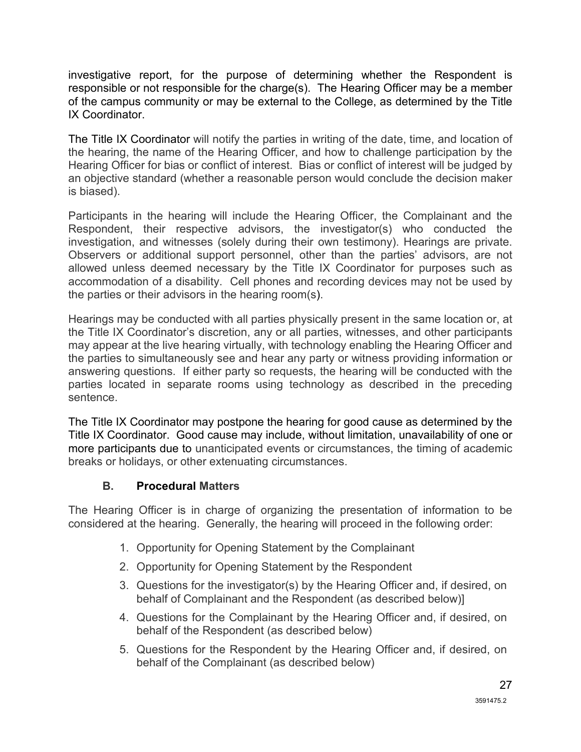investigative report, for the purpose of determining whether the Respondent is responsible or not responsible for the charge(s). The Hearing Officer may be a member of the campus community or may be external to the College, as determined by the Title IX Coordinator.

The Title IX Coordinator will notify the parties in writing of the date, time, and location of the hearing, the name of the Hearing Officer, and how to challenge participation by the Hearing Officer for bias or conflict of interest. Bias or conflict of interest will be judged by an objective standard (whether a reasonable person would conclude the decision maker is biased).

Participants in the hearing will include the Hearing Officer, the Complainant and the Respondent, their respective advisors, the investigator(s) who conducted the investigation, and witnesses (solely during their own testimony). Hearings are private. Observers or additional support personnel, other than the parties' advisors, are not allowed unless deemed necessary by the Title IX Coordinator for purposes such as accommodation of a disability. Cell phones and recording devices may not be used by the parties or their advisors in the hearing room(s).

Hearings may be conducted with all parties physically present in the same location or, at the Title IX Coordinator's discretion, any or all parties, witnesses, and other participants may appear at the live hearing virtually, with technology enabling the Hearing Officer and the parties to simultaneously see and hear any party or witness providing information or answering questions. If either party so requests, the hearing will be conducted with the parties located in separate rooms using technology as described in the preceding sentence.

The Title IX Coordinator may postpone the hearing for good cause as determined by the Title IX Coordinator. Good cause may include, without limitation, unavailability of one or more participants due to unanticipated events or circumstances, the timing of academic breaks or holidays, or other extenuating circumstances.

### B. Procedural Matters

The Hearing Officer is in charge of organizing the presentation of information to be considered at the hearing. Generally, the hearing will proceed in the following order:

1. Opportunity for Opening Statement by the Complainant
2. Opportunity for Opening Statement by the Respondent
3. Questions for the investigator(s) by the Hearing Officer and, if desired, on behalf of Complainant and the Respondent (as described below)]
4. Questions for the Complainant by the Hearing Officer and, if desired, on behalf of the Respondent (as described below)
5. Questions for the Respondent by the Hearing Officer and, if desired, on behalf of the Complainant (as described below)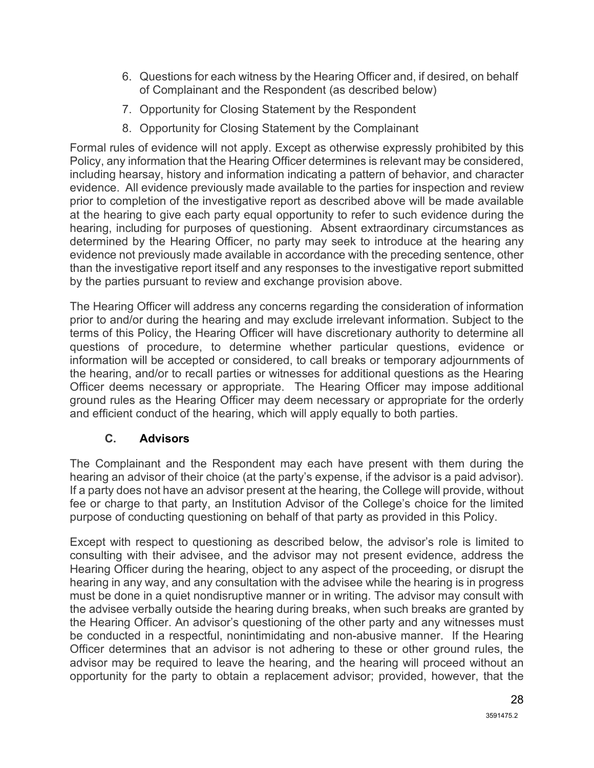6. Questions for each witness by the Hearing Officer and, if desired, on behalf of Complainant and the Respondent (as described below)
7. Opportunity for Closing Statement by the Respondent
8. Opportunity for Closing Statement by the Complainant

Formal rules of evidence will not apply. Except as otherwise expressly prohibited by this Policy, any information that the Hearing Officer determines is relevant may be considered, including hearsay, history and information indicating a pattern of behavior, and character evidence. All evidence previously made available to the parties for inspection and review prior to completion of the investigative report as described above will be made available at the hearing to give each party equal opportunity to refer to such evidence during the hearing, including for purposes of questioning. Absent extraordinary circumstances as determined by the Hearing Officer, no party may seek to introduce at the hearing any evidence not previously made available in accordance with the preceding sentence, other than the investigative report itself and any responses to the investigative report submitted by the parties pursuant to review and exchange provision above.

The Hearing Officer will address any concerns regarding the consideration of information prior to and/or during the hearing and may exclude irrelevant information. Subject to the terms of this Policy, the Hearing Officer will have discretionary authority to determine all questions of procedure, to determine whether particular questions, evidence or information will be accepted or considered, to call breaks or temporary adjournments of the hearing, and/or to recall parties or witnesses for additional questions as the Hearing Officer deems necessary or appropriate. The Hearing Officer may impose additional ground rules as the Hearing Officer may deem necessary or appropriate for the orderly and efficient conduct of the hearing, which will apply equally to both parties.

### C. Advisors

The Complainant and the Respondent may each have present with them during the hearing an advisor of their choice (at the party's expense, if the advisor is a paid advisor). If a party does not have an advisor present at the hearing, the College will provide, without fee or charge to that party, an Institution Advisor of the College's choice for the limited purpose of conducting questioning on behalf of that party as provided in this Policy.

Except with respect to questioning as described below, the advisor's role is limited to consulting with their advisee, and the advisor may not present evidence, address the Hearing Officer during the hearing, object to any aspect of the proceeding, or disrupt the hearing in any way, and any consultation with the advisee while the hearing is in progress must be done in a quiet nondisruptive manner or in writing. The advisor may consult with the advisee verbally outside the hearing during breaks, when such breaks are granted by the Hearing Officer. An advisor's questioning of the other party and any witnesses must be conducted in a respectful, nonintimidating and non-abusive manner. If the Hearing Officer determines that an advisor is not adhering to these or other ground rules, the advisor may be required to leave the hearing, and the hearing will proceed without an opportunity for the party to obtain a replacement advisor; provided, however, that the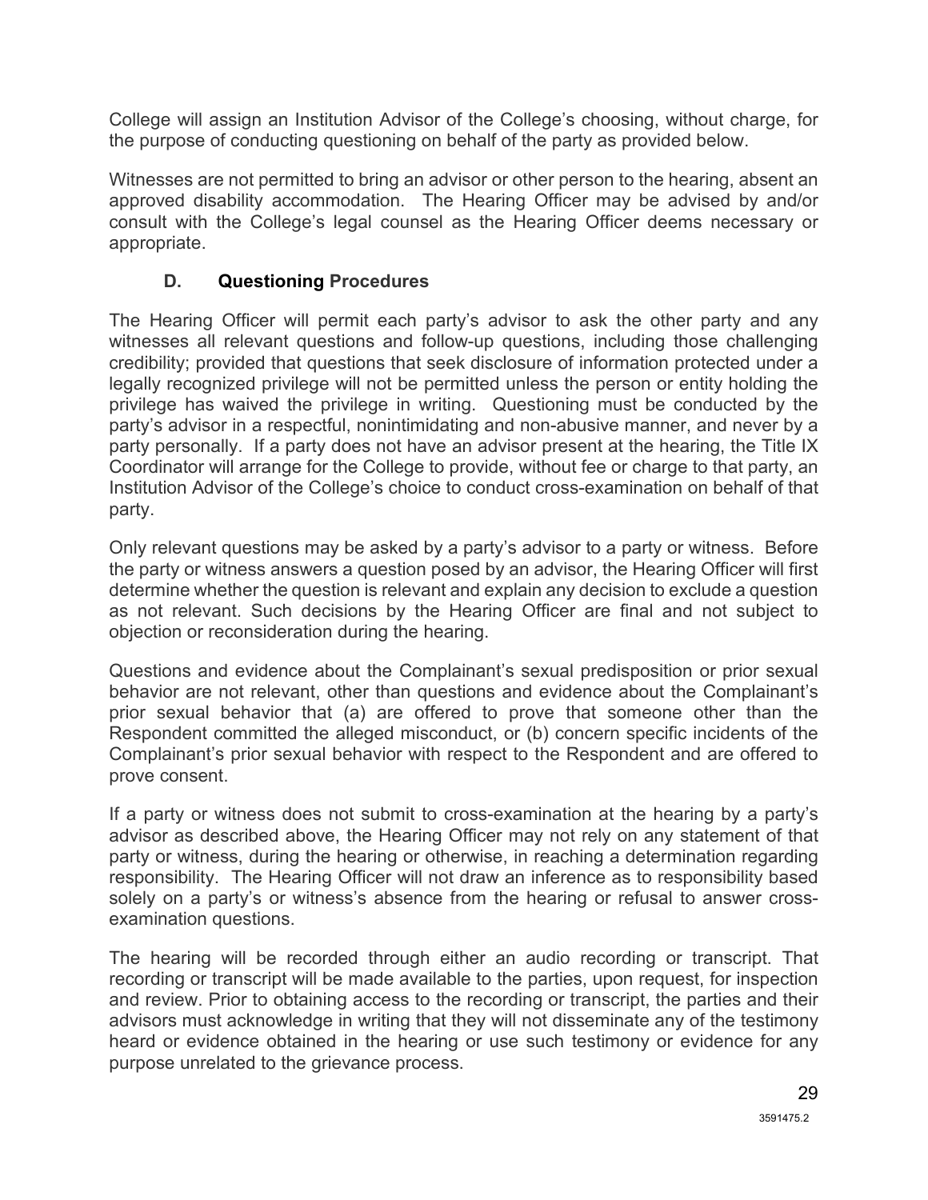College will assign an Institution Advisor of the College's choosing, without charge, for the purpose of conducting questioning on behalf of the party as provided below.

Witnesses are not permitted to bring an advisor or other person to the hearing, absent an approved disability accommodation. The Hearing Officer may be advised by and/or consult with the College's legal counsel as the Hearing Officer deems necessary or appropriate.

### D. Questioning Procedures

The Hearing Officer will permit each party's advisor to ask the other party and any witnesses all relevant questions and follow-up questions, including those challenging credibility; provided that questions that seek disclosure of information protected under a legally recognized privilege will not be permitted unless the person or entity holding the privilege has waived the privilege in writing. Questioning must be conducted by the party's advisor in a respectful, nonintimidating and non-abusive manner, and never by a party personally. If a party does not have an advisor present at the hearing, the Title IX Coordinator will arrange for the College to provide, without fee or charge to that party, an Institution Advisor of the College's choice to conduct cross-examination on behalf of that party.

Only relevant questions may be asked by a party's advisor to a party or witness. Before the party or witness answers a question posed by an advisor, the Hearing Officer will first determine whether the question is relevant and explain any decision to exclude a question as not relevant. Such decisions by the Hearing Officer are final and not subject to objection or reconsideration during the hearing.

Questions and evidence about the Complainant's sexual predisposition or prior sexual behavior are not relevant, other than questions and evidence about the Complainant's prior sexual behavior that (a) are offered to prove that someone other than the Respondent committed the alleged misconduct, or (b) concern specific incidents of the Complainant's prior sexual behavior with respect to the Respondent and are offered to prove consent.

If a party or witness does not submit to cross-examination at the hearing by a party's advisor as described above, the Hearing Officer may not rely on any statement of that party or witness, during the hearing or otherwise, in reaching a determination regarding responsibility. The Hearing Officer will not draw an inference as to responsibility based solely on a party's or witness's absence from the hearing or refusal to answer cross-examination questions.

The hearing will be recorded through either an audio recording or transcript. That recording or transcript will be made available to the parties, upon request, for inspection and review. Prior to obtaining access to the recording or transcript, the parties and their advisors must acknowledge in writing that they will not disseminate any of the testimony heard or evidence obtained in the hearing or use such testimony or evidence for any purpose unrelated to the grievance process.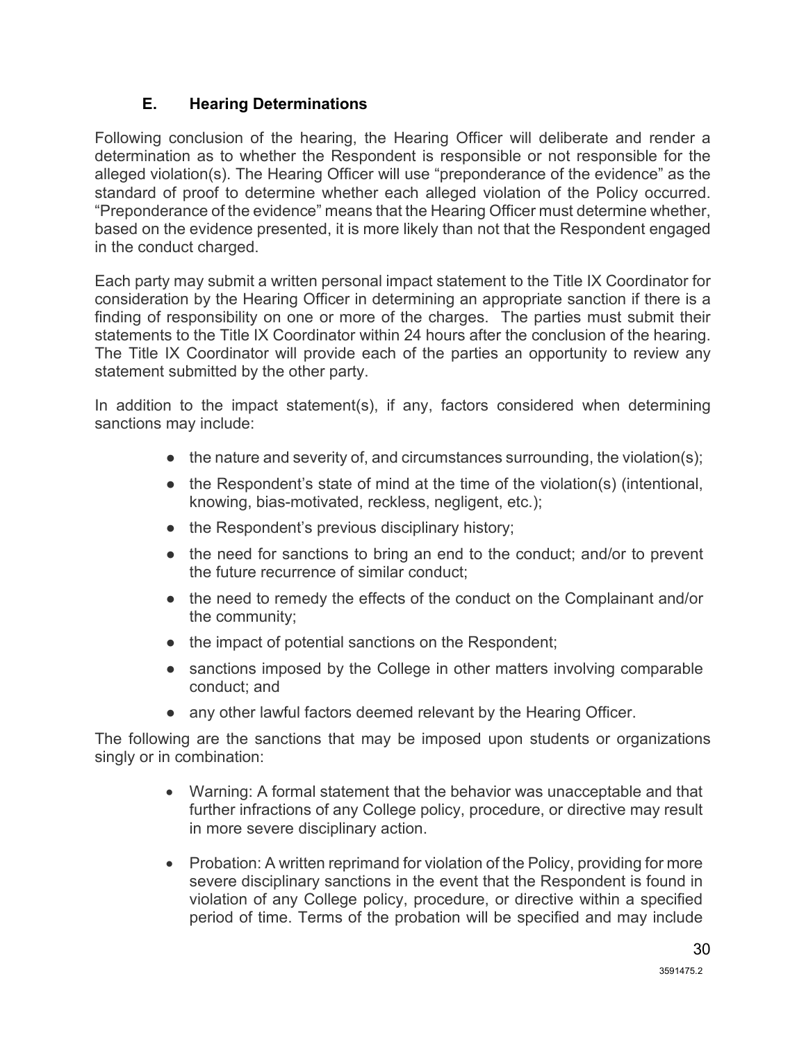### E. Hearing Determinations

Following conclusion of the hearing, the Hearing Officer will deliberate and render a determination as to whether the Respondent is responsible or not responsible for the alleged violation(s). The Hearing Officer will use "preponderance of the evidence" as the standard of proof to determine whether each alleged violation of the Policy occurred. "Preponderance of the evidence" means that the Hearing Officer must determine whether, based on the evidence presented, it is more likely than not that the Respondent engaged in the conduct charged.

Each party may submit a written personal impact statement to the Title IX Coordinator for consideration by the Hearing Officer in determining an appropriate sanction if there is a finding of responsibility on one or more of the charges. The parties must submit their statements to the Title IX Coordinator within 24 hours after the conclusion of the hearing. The Title IX Coordinator will provide each of the parties an opportunity to review any statement submitted by the other party.

In addition to the impact statement(s), if any, factors considered when determining sanctions may include:

- the nature and severity of, and circumstances surrounding, the violation(s);
- the Respondent's state of mind at the time of the violation(s) (intentional, knowing, bias-motivated, reckless, negligent, etc.);
- the Respondent's previous disciplinary history;
- the need for sanctions to bring an end to the conduct; and/or to prevent the future recurrence of similar conduct;
- the need to remedy the effects of the conduct on the Complainant and/or the community;
- the impact of potential sanctions on the Respondent;
- sanctions imposed by the College in other matters involving comparable conduct; and
- any other lawful factors deemed relevant by the Hearing Officer.

The following are the sanctions that may be imposed upon students or organizations singly or in combination:

- Warning: A formal statement that the behavior was unacceptable and that further infractions of any College policy, procedure, or directive may result in more severe disciplinary action.
- Probation: A written reprimand for violation of the Policy, providing for more severe disciplinary sanctions in the event that the Respondent is found in violation of any College policy, procedure, or directive within a specified period of time. Terms of the probation will be specified and may include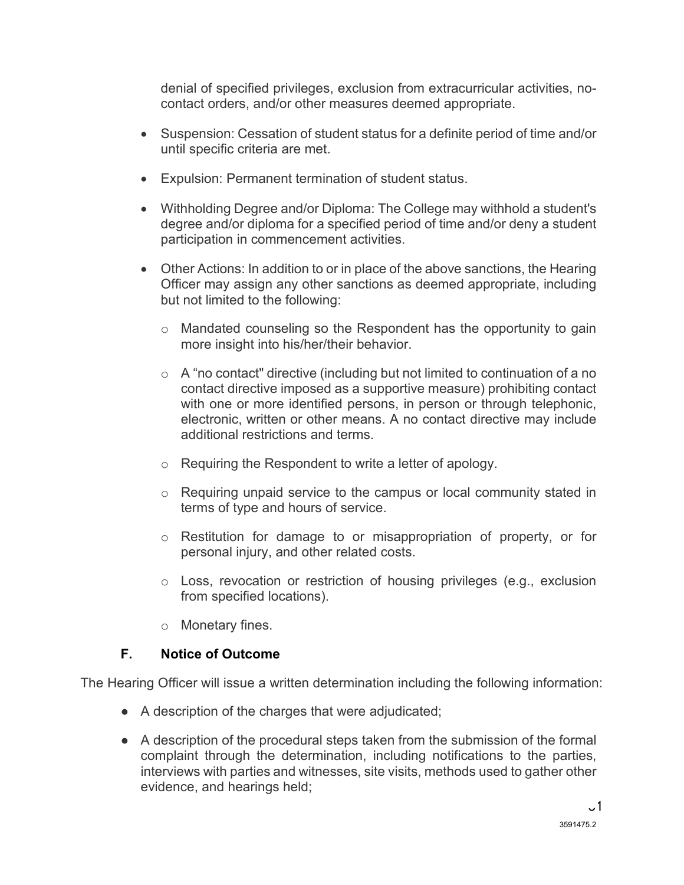denial of specified privileges, exclusion from extracurricular activities, no-contact orders, and/or other measures deemed appropriate.

- Suspension: Cessation of student status for a definite period of time and/or until specific criteria are met.
- Expulsion: Permanent termination of student status.
- Withholding Degree and/or Diploma: The College may withhold a student's degree and/or diploma for a specified period of time and/or deny a student participation in commencement activities.
- Other Actions: In addition to or in place of the above sanctions, the Hearing Officer may assign any other sanctions as deemed appropriate, including but not limited to the following:
  - Mandated counseling so the Respondent has the opportunity to gain more insight into his/her/their behavior.
  - A "no contact" directive (including but not limited to continuation of a no contact directive imposed as a supportive measure) prohibiting contact with one or more identified persons, in person or through telephonic, electronic, written or other means. A no contact directive may include additional restrictions and terms.
  - Requiring the Respondent to write a letter of apology.
  - Requiring unpaid service to the campus or local community stated in terms of type and hours of service.
  - Restitution for damage to or misappropriation of property, or for personal injury, and other related costs.
  - Loss, revocation or restriction of housing privileges (e.g., exclusion from specified locations).
  - Monetary fines.

### F. Notice of Outcome

The Hearing Officer will issue a written determination including the following information:

- A description of the charges that were adjudicated;
- A description of the procedural steps taken from the submission of the formal complaint through the determination, including notifications to the parties, interviews with parties and witnesses, site visits, methods used to gather other evidence, and hearings held;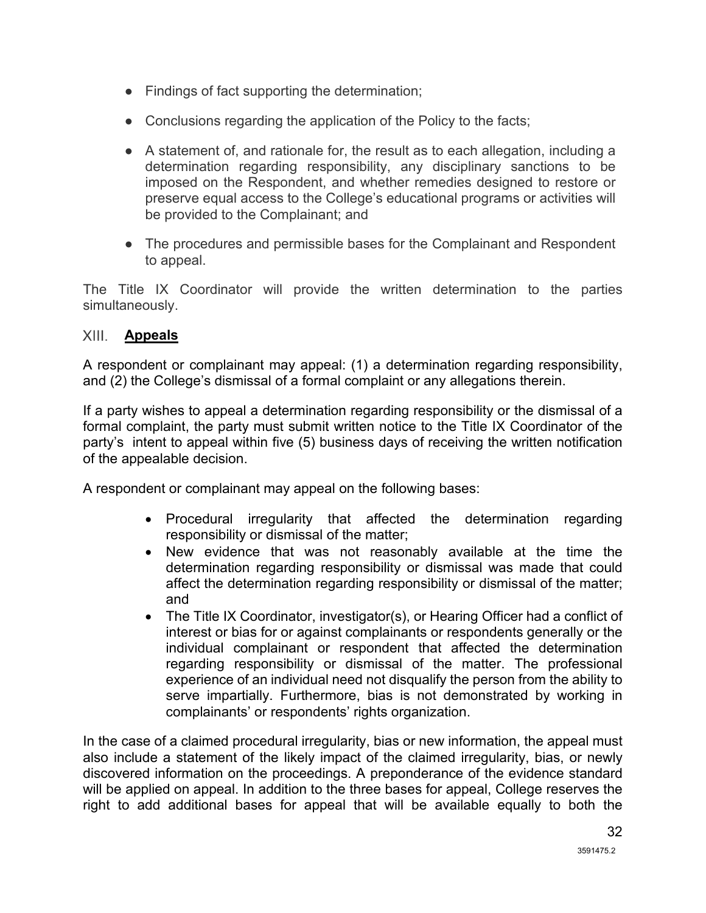- Findings of fact supporting the determination;
- Conclusions regarding the application of the Policy to the facts;
- A statement of, and rationale for, the result as to each allegation, including a determination regarding responsibility, any disciplinary sanctions to be imposed on the Respondent, and whether remedies designed to restore or preserve equal access to the College's educational programs or activities will be provided to the Complainant; and
- The procedures and permissible bases for the Complainant and Respondent to appeal.

The Title IX Coordinator will provide the written determination to the parties simultaneously.

## XIII. **Appeals**

A respondent or complainant may appeal: (1) a determination regarding responsibility, and (2) the College's dismissal of a formal complaint or any allegations therein.

If a party wishes to appeal a determination regarding responsibility or the dismissal of a formal complaint, the party must submit written notice to the Title IX Coordinator of the party's intent to appeal within five (5) business days of receiving the written notification of the appealable decision.

A respondent or complainant may appeal on the following bases:

- Procedural irregularity that affected the determination regarding responsibility or dismissal of the matter;
- New evidence that was not reasonably available at the time the determination regarding responsibility or dismissal was made that could affect the determination regarding responsibility or dismissal of the matter; and
- The Title IX Coordinator, investigator(s), or Hearing Officer had a conflict of interest or bias for or against complainants or respondents generally or the individual complainant or respondent that affected the determination regarding responsibility or dismissal of the matter. The professional experience of an individual need not disqualify the person from the ability to serve impartially. Furthermore, bias is not demonstrated by working in complainants' or respondents' rights organization.

In the case of a claimed procedural irregularity, bias or new information, the appeal must also include a statement of the likely impact of the claimed irregularity, bias, or newly discovered information on the proceedings. A preponderance of the evidence standard will be applied on appeal. In addition to the three bases for appeal, College reserves the right to add additional bases for appeal that will be available equally to both the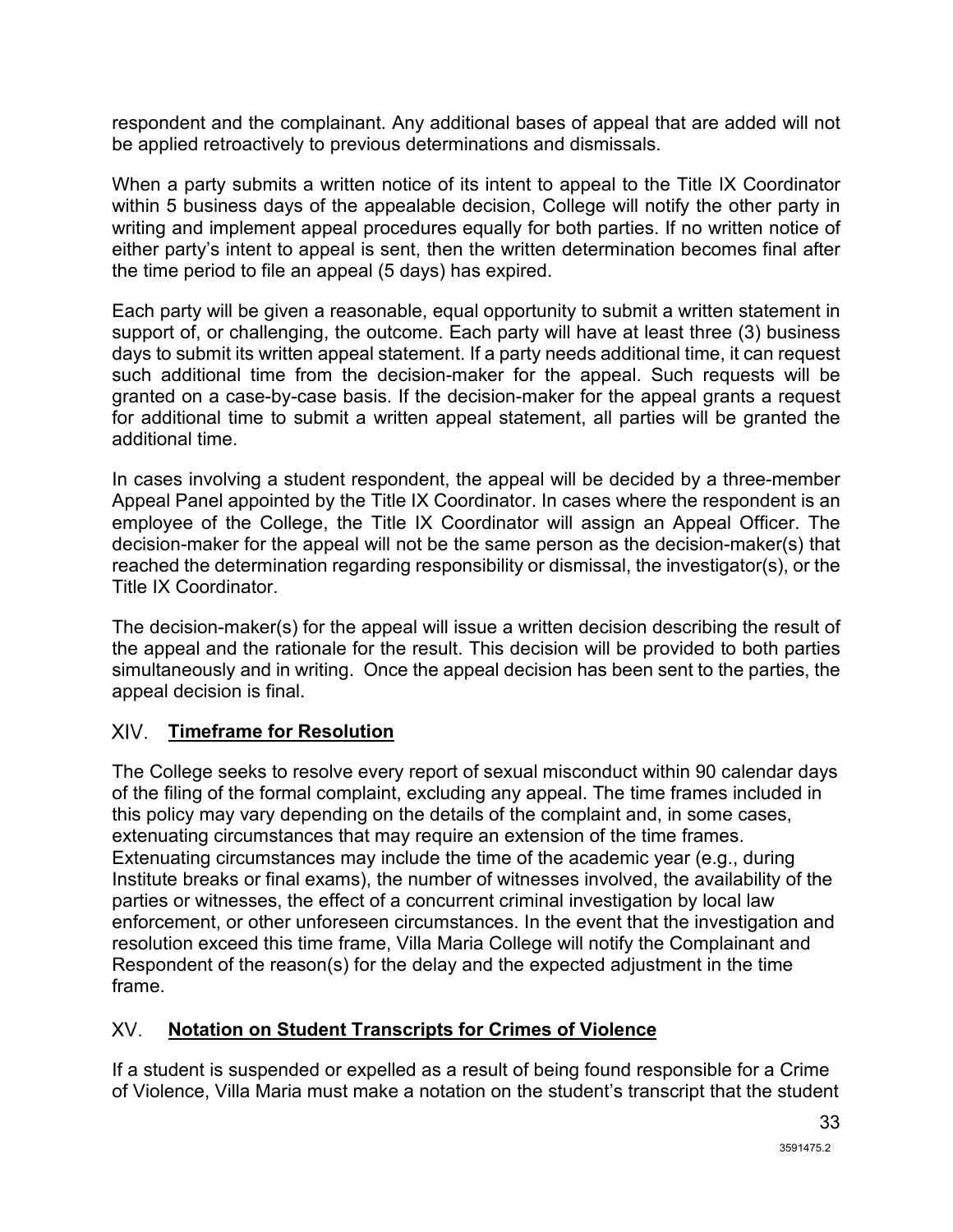respondent and the complainant. Any additional bases of appeal that are added will not be applied retroactively to previous determinations and dismissals.

When a party submits a written notice of its intent to appeal to the Title IX Coordinator within 5 business days of the appealable decision, College will notify the other party in writing and implement appeal procedures equally for both parties. If no written notice of either party's intent to appeal is sent, then the written determination becomes final after the time period to file an appeal (5 days) has expired.

Each party will be given a reasonable, equal opportunity to submit a written statement in support of, or challenging, the outcome. Each party will have at least three (3) business days to submit its written appeal statement. If a party needs additional time, it can request such additional time from the decision-maker for the appeal. Such requests will be granted on a case-by-case basis. If the decision-maker for the appeal grants a request for additional time to submit a written appeal statement, all parties will be granted the additional time.

In cases involving a student respondent, the appeal will be decided by a three-member Appeal Panel appointed by the Title IX Coordinator. In cases where the respondent is an employee of the College, the Title IX Coordinator will assign an Appeal Officer. The decision-maker for the appeal will not be the same person as the decision-maker(s) that reached the determination regarding responsibility or dismissal, the investigator(s), or the Title IX Coordinator.

The decision-maker(s) for the appeal will issue a written decision describing the result of the appeal and the rationale for the result. This decision will be provided to both parties simultaneously and in writing. Once the appeal decision has been sent to the parties, the appeal decision is final.

## XIV. Timeframe for Resolution

The College seeks to resolve every report of sexual misconduct within 90 calendar days of the filing of the formal complaint, excluding any appeal. The time frames included in this policy may vary depending on the details of the complaint and, in some cases, extenuating circumstances that may require an extension of the time frames. Extenuating circumstances may include the time of the academic year (e.g., during Institute breaks or final exams), the number of witnesses involved, the availability of the parties or witnesses, the effect of a concurrent criminal investigation by local law enforcement, or other unforeseen circumstances. In the event that the investigation and resolution exceed this time frame, Villa Maria College will notify the Complainant and Respondent of the reason(s) for the delay and the expected adjustment in the time frame.

## XV. Notation on Student Transcripts for Crimes of Violence

If a student is suspended or expelled as a result of being found responsible for a Crime of Violence, Villa Maria must make a notation on the student's transcript that the student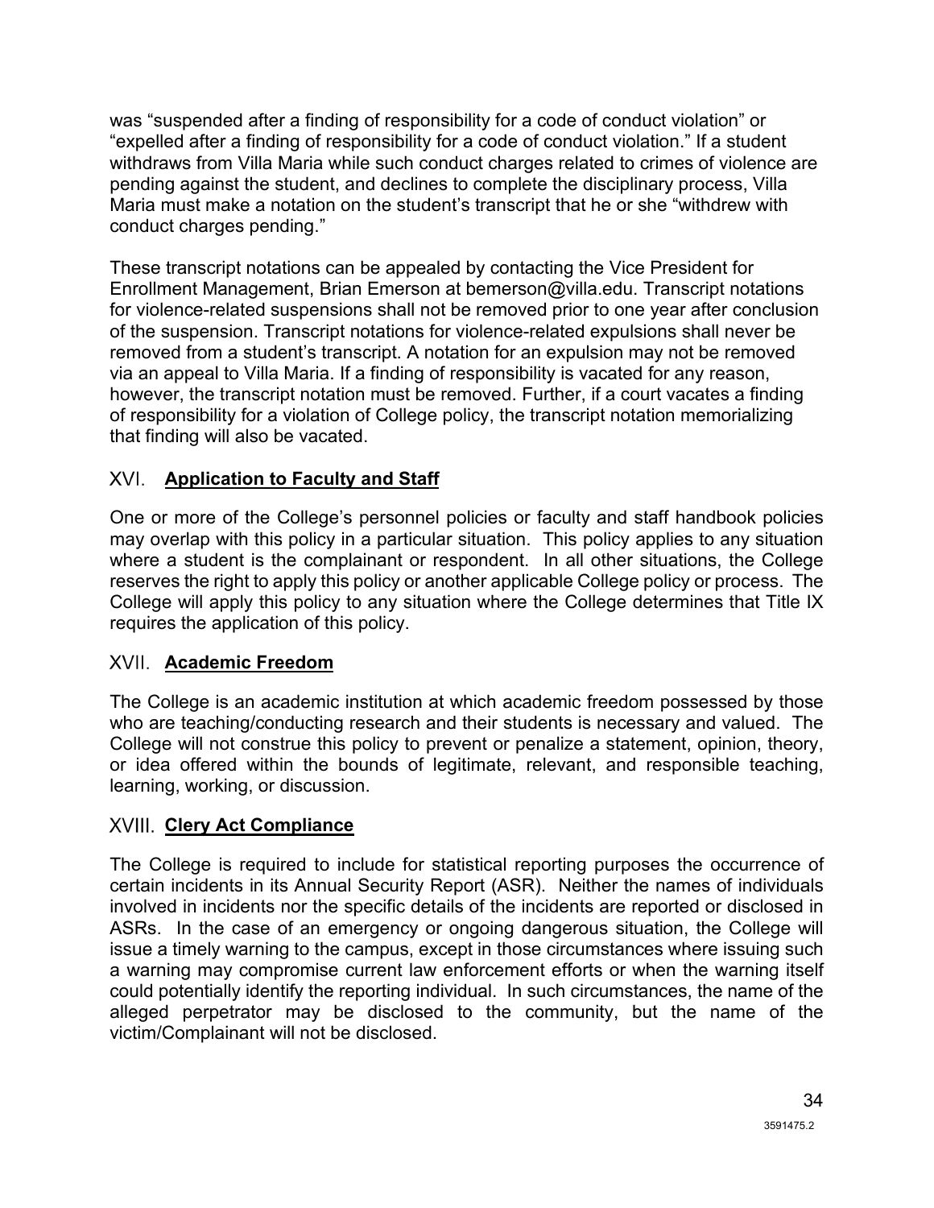was "suspended after a finding of responsibility for a code of conduct violation" or "expelled after a finding of responsibility for a code of conduct violation." If a student withdraws from Villa Maria while such conduct charges related to crimes of violence are pending against the student, and declines to complete the disciplinary process, Villa Maria must make a notation on the student's transcript that he or she "withdrew with conduct charges pending."

These transcript notations can be appealed by contacting the Vice President for Enrollment Management, Brian Emerson at bemerson@villa.edu. Transcript notations for violence-related suspensions shall not be removed prior to one year after conclusion of the suspension. Transcript notations for violence-related expulsions shall never be removed from a student's transcript. A notation for an expulsion may not be removed via an appeal to Villa Maria. If a finding of responsibility is vacated for any reason, however, the transcript notation must be removed. Further, if a court vacates a finding of responsibility for a violation of College policy, the transcript notation memorializing that finding will also be vacated.

## XVI. **Application to Faculty and Staff**

One or more of the College's personnel policies or faculty and staff handbook policies may overlap with this policy in a particular situation. This policy applies to any situation where a student is the complainant or respondent. In all other situations, the College reserves the right to apply this policy or another applicable College policy or process. The College will apply this policy to any situation where the College determines that Title IX requires the application of this policy.

## XVII. **Academic Freedom**

The College is an academic institution at which academic freedom possessed by those who are teaching/conducting research and their students is necessary and valued. The College will not construe this policy to prevent or penalize a statement, opinion, theory, or idea offered within the bounds of legitimate, relevant, and responsible teaching, learning, working, or discussion.

## XVIII. **Clery Act Compliance**

The College is required to include for statistical reporting purposes the occurrence of certain incidents in its Annual Security Report (ASR). Neither the names of individuals involved in incidents nor the specific details of the incidents are reported or disclosed in ASRs. In the case of an emergency or ongoing dangerous situation, the College will issue a timely warning to the campus, except in those circumstances where issuing such a warning may compromise current law enforcement efforts or when the warning itself could potentially identify the reporting individual. In such circumstances, the name of the alleged perpetrator may be disclosed to the community, but the name of the victim/Complainant will not be disclosed.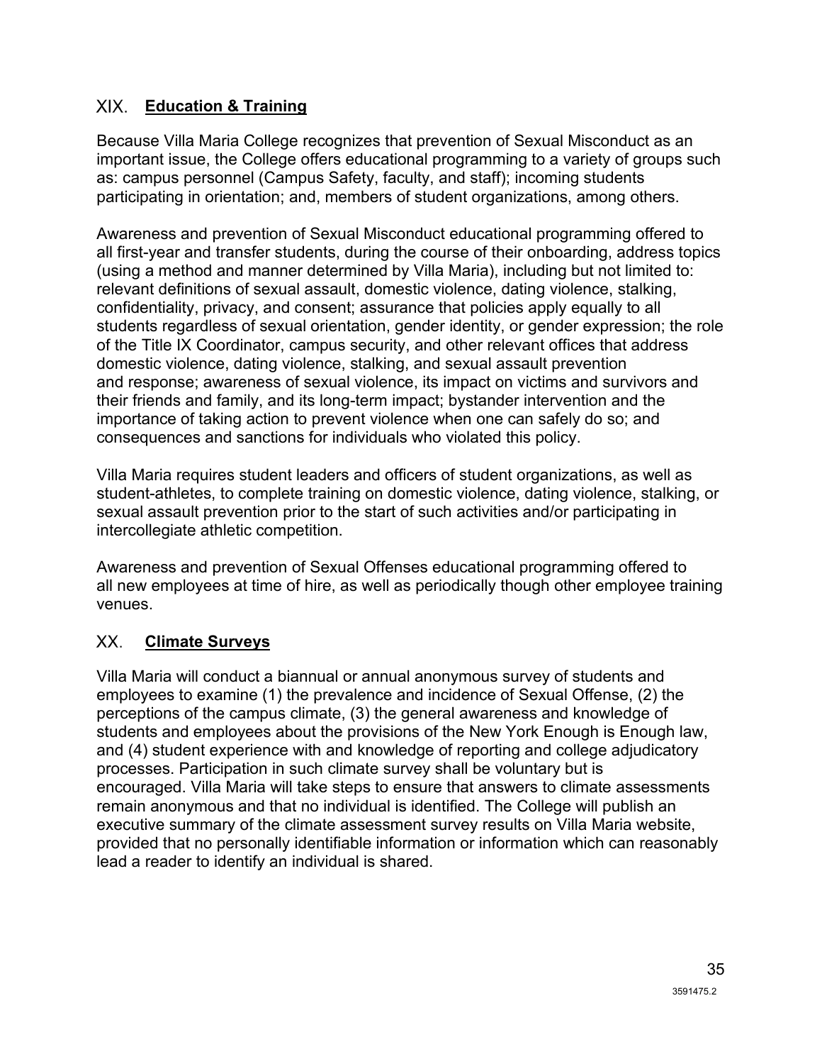## XIX. **Education & Training**

Because Villa Maria College recognizes that prevention of Sexual Misconduct as an important issue, the College offers educational programming to a variety of groups such as: campus personnel (Campus Safety, faculty, and staff); incoming students participating in orientation; and, members of student organizations, among others.

Awareness and prevention of Sexual Misconduct educational programming offered to all first-year and transfer students, during the course of their onboarding, address topics (using a method and manner determined by Villa Maria), including but not limited to: relevant definitions of sexual assault, domestic violence, dating violence, stalking, confidentiality, privacy, and consent; assurance that policies apply equally to all students regardless of sexual orientation, gender identity, or gender expression; the role of the Title IX Coordinator, campus security, and other relevant offices that address domestic violence, dating violence, stalking, and sexual assault prevention and response; awareness of sexual violence, its impact on victims and survivors and their friends and family, and its long-term impact; bystander intervention and the importance of taking action to prevent violence when one can safely do so; and consequences and sanctions for individuals who violated this policy.

Villa Maria requires student leaders and officers of student organizations, as well as student-athletes, to complete training on domestic violence, dating violence, stalking, or sexual assault prevention prior to the start of such activities and/or participating in intercollegiate athletic competition.

Awareness and prevention of Sexual Offenses educational programming offered to all new employees at time of hire, as well as periodically though other employee training venues.

## XX. **Climate Surveys**

Villa Maria will conduct a biannual or annual anonymous survey of students and employees to examine (1) the prevalence and incidence of Sexual Offense, (2) the perceptions of the campus climate, (3) the general awareness and knowledge of students and employees about the provisions of the New York Enough is Enough law, and (4) student experience with and knowledge of reporting and college adjudicatory processes. Participation in such climate survey shall be voluntary but is encouraged. Villa Maria will take steps to ensure that answers to climate assessments remain anonymous and that no individual is identified. The College will publish an executive summary of the climate assessment survey results on Villa Maria website, provided that no personally identifiable information or information which can reasonably lead a reader to identify an individual is shared.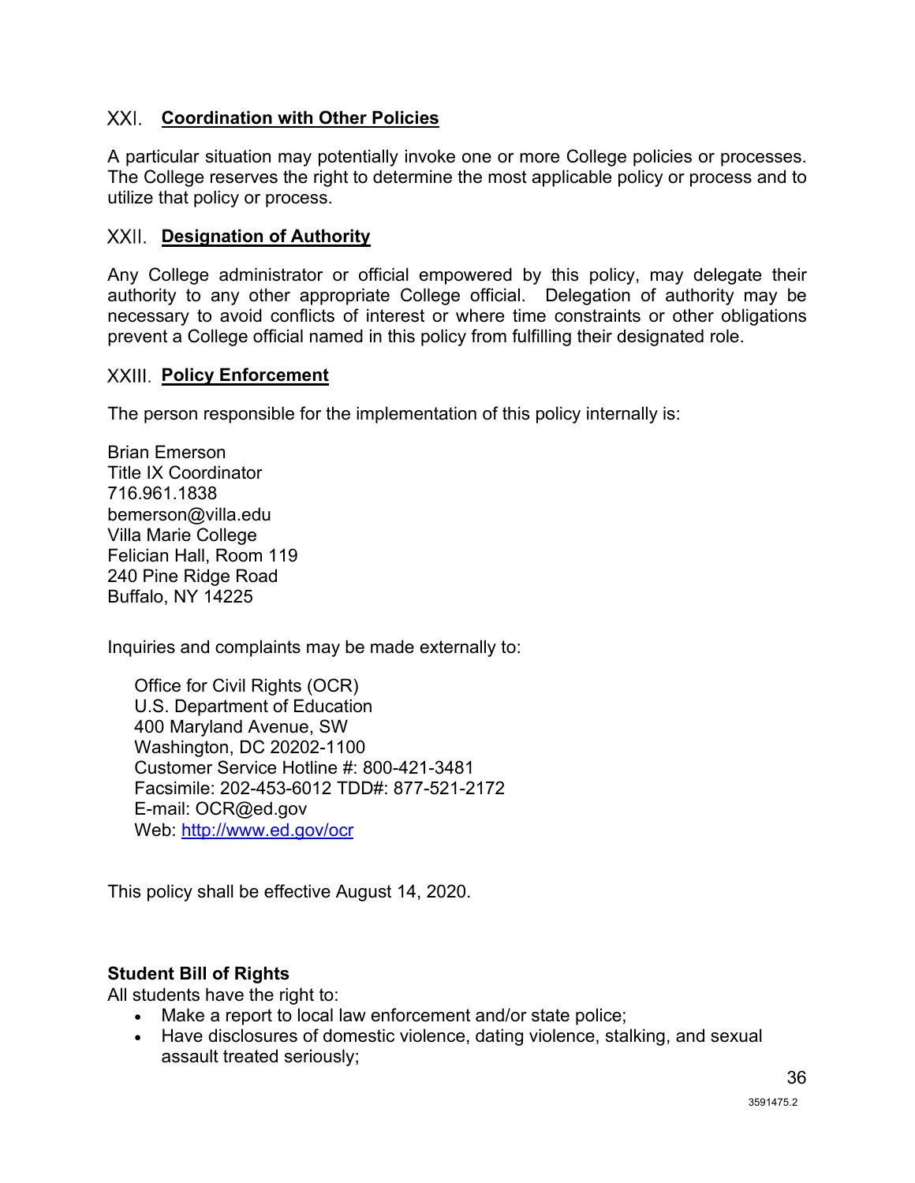## XXI. Coordination with Other Policies

A particular situation may potentially invoke one or more College policies or processes. The College reserves the right to determine the most applicable policy or process and to utilize that policy or process.

## XXII. Designation of Authority

Any College administrator or official empowered by this policy, may delegate their authority to any other appropriate College official. Delegation of authority may be necessary to avoid conflicts of interest or where time constraints or other obligations prevent a College official named in this policy from fulfilling their designated role.

## XXIII. Policy Enforcement

The person responsible for the implementation of this policy internally is:

Brian Emerson
Title IX Coordinator
716.961.1838
bemerson@villa.edu
Villa Marie College
Felician Hall, Room 119
240 Pine Ridge Road
Buffalo, NY 14225

Inquiries and complaints may be made externally to:

> Office for Civil Rights (OCR)
> U.S. Department of Education
> 400 Maryland Avenue, SW
> Washington, DC 20202-1100
> Customer Service Hotline #: 800-421-3481
> Facsimile: 202-453-6012 TDD#: 877-521-2172
> E-mail: OCR@ed.gov
> Web: http://www.ed.gov/ocr

This policy shall be effective August 14, 2020.

**Student Bill of Rights**

All students have the right to:

- Make a report to local law enforcement and/or state police;
- Have disclosures of domestic violence, dating violence, stalking, and sexual assault treated seriously;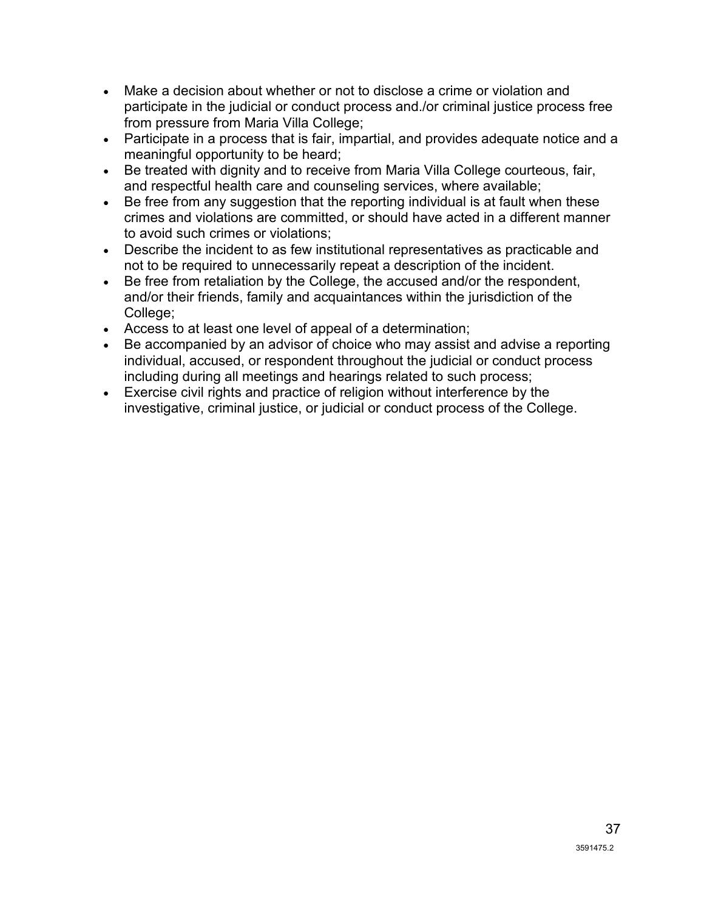- Make a decision about whether or not to disclose a crime or violation and participate in the judicial or conduct process and./or criminal justice process free from pressure from Maria Villa College;
- Participate in a process that is fair, impartial, and provides adequate notice and a meaningful opportunity to be heard;
- Be treated with dignity and to receive from Maria Villa College courteous, fair, and respectful health care and counseling services, where available;
- Be free from any suggestion that the reporting individual is at fault when these crimes and violations are committed, or should have acted in a different manner to avoid such crimes or violations;
- Describe the incident to as few institutional representatives as practicable and not to be required to unnecessarily repeat a description of the incident.
- Be free from retaliation by the College, the accused and/or the respondent, and/or their friends, family and acquaintances within the jurisdiction of the College;
- Access to at least one level of appeal of a determination;
- Be accompanied by an advisor of choice who may assist and advise a reporting individual, accused, or respondent throughout the judicial or conduct process including during all meetings and hearings related to such process;
- Exercise civil rights and practice of religion without interference by the investigative, criminal justice, or judicial or conduct process of the College.

3591475.2